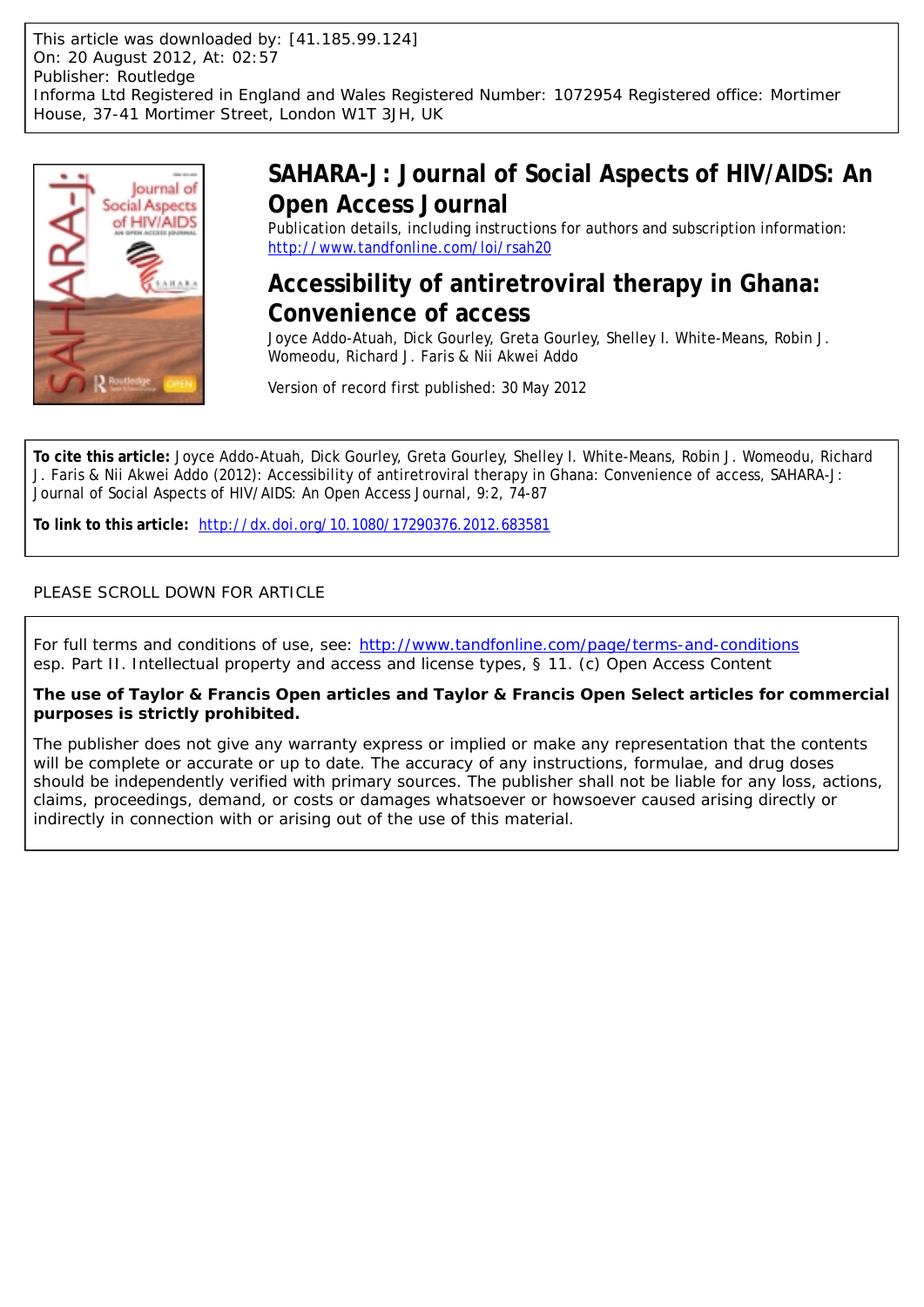This article was downloaded by: [41.185.99.124]
On: 20 August 2012, At: 02:57
Publisher: Routledge
Informa Ltd Registered in England and Wales Registered Number: 1072954 Registered office: Mortimer House, 37-41 Mortimer Street, London W1T 3JH, UK

# SAHARA-J: Journal of Social Aspects of HIV/AIDS: An Open Access Journal

Publication details, including instructions for authors and subscription information:
http://www.tandfonline.com/loi/rsah20

# Accessibility of antiretroviral therapy in Ghana: Convenience of access

Joyce Addo-Atuah, Dick Gourley, Greta Gourley, Shelley I. White-Means, Robin J. Womeodu, Richard J. Faris & Nii Akwei Addo

Version of record first published: 30 May 2012

**To cite this article:** Joyce Addo-Atuah, Dick Gourley, Greta Gourley, Shelley I. White-Means, Robin J. Womeodu, Richard J. Faris & Nii Akwei Addo (2012): Accessibility of antiretroviral therapy in Ghana: Convenience of access, SAHARA-J: Journal of Social Aspects of HIV/AIDS: An Open Access Journal, 9:2, 74-87

**To link to this article:** http://dx.doi.org/10.1080/17290376.2012.683581

PLEASE SCROLL DOWN FOR ARTICLE

For full terms and conditions of use, see: http://www.tandfonline.com/page/terms-and-conditions
esp. Part II. Intellectual property and access and license types, § 11. (c) Open Access Content

**The use of Taylor & Francis Open articles and Taylor & Francis Open Select articles for commercial purposes is strictly prohibited.**

The publisher does not give any warranty express or implied or make any representation that the contents will be complete or accurate or up to date. The accuracy of any instructions, formulae, and drug doses should be independently verified with primary sources. The publisher shall not be liable for any loss, actions, claims, proceedings, demand, or costs or damages whatsoever or howsoever caused arising directly or indirectly in connection with or arising out of the use of this material.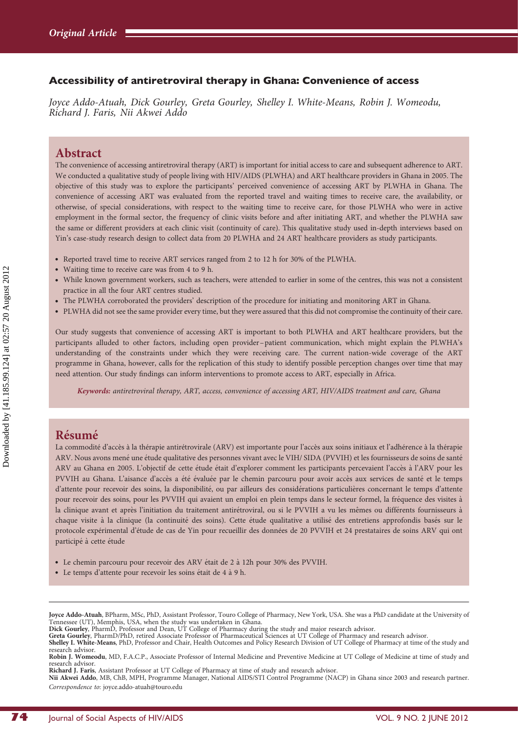Original Article

## Accessibility of antiretroviral therapy in Ghana: Convenience of access

*Joyce Addo-Atuah, Dick Gourley, Greta Gourley, Shelley I. White-Means, Robin J. Womeodu, Richard J. Faris, Nii Akwei Addo*

## Abstract

The convenience of accessing antiretroviral therapy (ART) is important for initial access to care and subsequent adherence to ART. We conducted a qualitative study of people living with HIV/AIDS (PLWHA) and ART healthcare providers in Ghana in 2005. The objective of this study was to explore the participants' perceived convenience of accessing ART by PLWHA in Ghana. The convenience of accessing ART was evaluated from the reported travel and waiting times to receive care, the availability, or otherwise, of special considerations, with respect to the waiting time to receive care, for those PLWHA who were in active employment in the formal sector, the frequency of clinic visits before and after initiating ART, and whether the PLWHA saw the same or different providers at each clinic visit (continuity of care). This qualitative study used in-depth interviews based on Yin's case-study research design to collect data from 20 PLWHA and 24 ART healthcare providers as study participants.

- Reported travel time to receive ART services ranged from 2 to 12 h for 30% of the PLWHA.
- Waiting time to receive care was from 4 to 9 h.
- While known government workers, such as teachers, were attended to earlier in some of the centres, this was not a consistent practice in all the four ART centres studied.
- The PLWHA corroborated the providers' description of the procedure for initiating and monitoring ART in Ghana.
- PLWHA did not see the same provider every time, but they were assured that this did not compromise the continuity of their care.

Our study suggests that convenience of accessing ART is important to both PLWHA and ART healthcare providers, but the participants alluded to other factors, including open provider–patient communication, which might explain the PLWHA's understanding of the constraints under which they were receiving care. The current nation-wide coverage of the ART programme in Ghana, however, calls for the replication of this study to identify possible perception changes over time that may need attention. Our study findings can inform interventions to promote access to ART, especially in Africa.

***Keywords:*** *antiretroviral therapy, ART, access, convenience of accessing ART, HIV/AIDS treatment and care, Ghana*

## Résumé

La commodité d'accès à la thérapie antirétrovirale (ARV) est importante pour l'accès aux soins initiaux et l'adhérence à la thérapie ARV. Nous avons mené une étude qualitative des personnes vivant avec le VIH/ SIDA (PVVIH) et les fournisseurs de soins de santé ARV au Ghana en 2005. L'objectif de cette étude était d'explorer comment les participants percevaient l'accès à l'ARV pour les PVVIH au Ghana. L'aisance d'accès a été évaluée par le chemin parcouru pour avoir accès aux services de santé et le temps d'attente pour recevoir des soins, la disponibilité, ou par ailleurs des considérations particulières concernant le temps d'attente pour recevoir des soins, pour les PVVIH qui avaient un emploi en plein temps dans le secteur formel, la fréquence des visites à la clinique avant et après l'initiation du traitement antirétroviral, ou si le PVVIH a vu les mêmes ou différents fournisseurs à chaque visite à la clinique (la continuité des soins). Cette étude qualitative a utilisé des entretiens approfondis basés sur le protocole expérimental d'étude de cas de Yin pour recueillir des données de 20 PVVIH et 24 prestataires de soins ARV qui ont participé à cette étude

- Le chemin parcouru pour recevoir des ARV était de 2 à 12h pour 30% des PVVIH.
- Le temps d'attente pour recevoir les soins était de 4 à 9 h.

---

**Joyce Addo-Atuah**, BPharm, MSc, PhD, Assistant Professor, Touro College of Pharmacy, New York, USA. She was a PhD candidate at the University of Tennessee (UT), Memphis, USA, when the study was undertaken in Ghana.
**Dick Gourley**, PharmD, Professor and Dean, UT College of Pharmacy during the study and major research advisor.
**Greta Gourley**, PharmD/PhD, retired Associate Professor of Pharmaceutical Sciences at UT College of Pharmacy and research advisor.
**Shelley I. White-Means**, PhD, Professor and Chair, Health Outcomes and Policy Research Division of UT College of Pharmacy at time of the study and research advisor.
**Robin J. Womeodu**, MD, F.A.C.P., Associate Professor of Internal Medicine and Preventive Medicine at UT College of Medicine at time of study and research advisor.
**Richard J. Faris**, Assistant Professor at UT College of Pharmacy at time of study and research advisor.
**Nii Akwei Addo**, MB, ChB, MPH, Programme Manager, National AIDS/STI Control Programme (NACP) in Ghana since 2003 and research partner.
*Correspondence to*: joyce.addo-atuah@touro.edu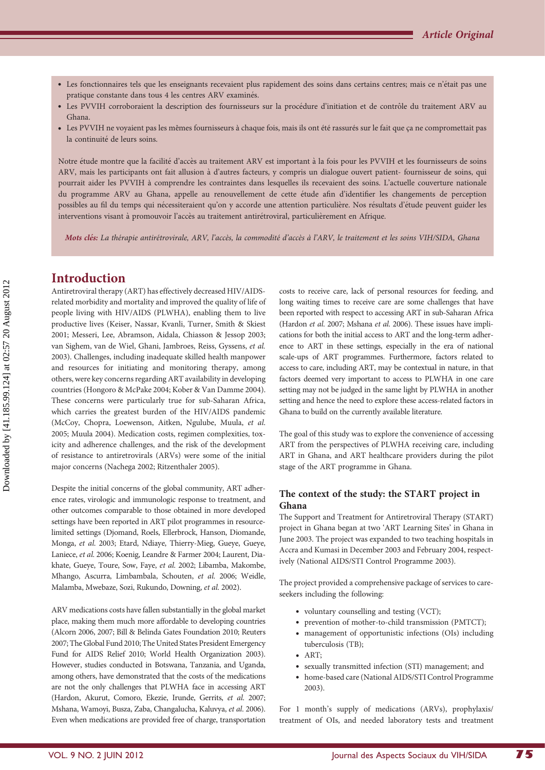- Les fonctionnaires tels que les enseignants recevaient plus rapidement des soins dans certains centres; mais ce n'était pas une pratique constante dans tous 4 les centres ARV examinés.
- Les PVVIH corroboraient la description des fournisseurs sur la procédure d'initiation et de contrôle du traitement ARV au Ghana.
- Les PVVIH ne voyaient pas les mêmes fournisseurs à chaque fois, mais ils ont été rassurés sur le fait que ça ne compromettait pas la continuité de leurs soins.

Notre étude montre que la facilité d'accès au traitement ARV est important à la fois pour les PVVIH et les fournisseurs de soins ARV, mais les participants ont fait allusion à d'autres facteurs, y compris un dialogue ouvert patient- fournisseur de soins, qui pourrait aider les PVVIH à comprendre les contraintes dans lesquelles ils recevaient des soins. L'actuelle couverture nationale du programme ARV au Ghana, appelle au renouvellement de cette étude afin d'identifier les changements de perception possibles au fil du temps qui nécessiteraient qu'on y accorde une attention particulière. Nos résultats d'étude peuvent guider les interventions visant à promouvoir l'accès au traitement antirétroviral, particulièrement en Afrique.

***Mots clés:*** *La thérapie antirétrovirale, ARV, l'accès, la commodité d'accès à l'ARV, le traitement et les soins VIH/SIDA, Ghana*

## Introduction

Antiretroviral therapy (ART) has effectively decreased HIV/AIDS-related morbidity and mortality and improved the quality of life of people living with HIV/AIDS (PLWHA), enabling them to live productive lives (Keiser, Nassar, Kvanli, Turner, Smith & Skiest 2001; Messeri, Lee, Abramson, Aidala, Chiasson & Jessop 2003; van Sighem, van de Wiel, Ghani, Jambroes, Reiss, Gyssens, *et al.* 2003). Challenges, including inadequate skilled health manpower and resources for initiating and monitoring therapy, among others, were key concerns regarding ART availability in developing countries (Hongoro & McPake 2004; Kober & Van Damme 2004). These concerns were particularly true for sub-Saharan Africa, which carries the greatest burden of the HIV/AIDS pandemic (McCoy, Chopra, Loewenson, Aitken, Ngulube, Muula, *et al.* 2005; Muula 2004). Medication costs, regimen complexities, toxicity and adherence challenges, and the risk of the development of resistance to antiretrovirals (ARVs) were some of the initial major concerns (Nachega 2002; Ritzenthaler 2005).

Despite the initial concerns of the global community, ART adherence rates, virologic and immunologic response to treatment, and other outcomes comparable to those obtained in more developed settings have been reported in ART pilot programmes in resource-limited settings (Djomand, Roels, Ellerbrock, Hanson, Diomande, Monga, *et al.* 2003; Etard, Ndiaye, Thierry-Mieg, Gueye, Gueye, Laniece, *et al.* 2006; Koenig, Leandre & Farmer 2004; Laurent, Diakhate, Gueye, Toure, Sow, Faye, *et al.* 2002; Libamba, Makombe, Mhango, Ascurra, Limbambala, Schouten, *et al.* 2006; Weidle, Malamba, Mwebaze, Sozi, Rukundo, Downing, *et al.* 2002).

ARV medications costs have fallen substantially in the global market place, making them much more affordable to developing countries (Alcorn 2006, 2007; Bill & Belinda Gates Foundation 2010; Reuters 2007; The Global Fund 2010; The United States President Emergency Fund for AIDS Relief 2010; World Health Organization 2003). However, studies conducted in Botswana, Tanzania, and Uganda, among others, have demonstrated that the costs of the medications are not the only challenges that PLWHA face in accessing ART (Hardon, Akurut, Comoro, Ekezie, Irunde, Gerrits, *et al.* 2007; Mshana, Wamoyi, Busza, Zaba, Changalucha, Kaluvya, *et al.* 2006). Even when medications are provided free of charge, transportation costs to receive care, lack of personal resources for feeding, and long waiting times to receive care are some challenges that have been reported with respect to accessing ART in sub-Saharan Africa (Hardon *et al.* 2007; Mshana *et al.* 2006). These issues have implications for both the initial access to ART and the long-term adherence to ART in these settings, especially in the era of national scale-ups of ART programmes. Furthermore, factors related to access to care, including ART, may be contextual in nature, in that factors deemed very important to access to PLWHA in one care setting may not be judged in the same light by PLWHA in another setting and hence the need to explore these access-related factors in Ghana to build on the currently available literature.

The goal of this study was to explore the convenience of accessing ART from the perspectives of PLWHA receiving care, including ART in Ghana, and ART healthcare providers during the pilot stage of the ART programme in Ghana.

### The context of the study: the START project in Ghana

The Support and Treatment for Antiretroviral Therapy (START) project in Ghana began at two 'ART Learning Sites' in Ghana in June 2003. The project was expanded to two teaching hospitals in Accra and Kumasi in December 2003 and February 2004, respectively (National AIDS/STI Control Programme 2003).

The project provided a comprehensive package of services to care-seekers including the following:

- voluntary counselling and testing (VCT);
- prevention of mother-to-child transmission (PMTCT);
- management of opportunistic infections (OIs) including tuberculosis (TB);
- ART;
- sexually transmitted infection (STI) management; and
- home-based care (National AIDS/STI Control Programme 2003).

For 1 month's supply of medications (ARVs), prophylaxis/treatment of OIs, and needed laboratory tests and treatment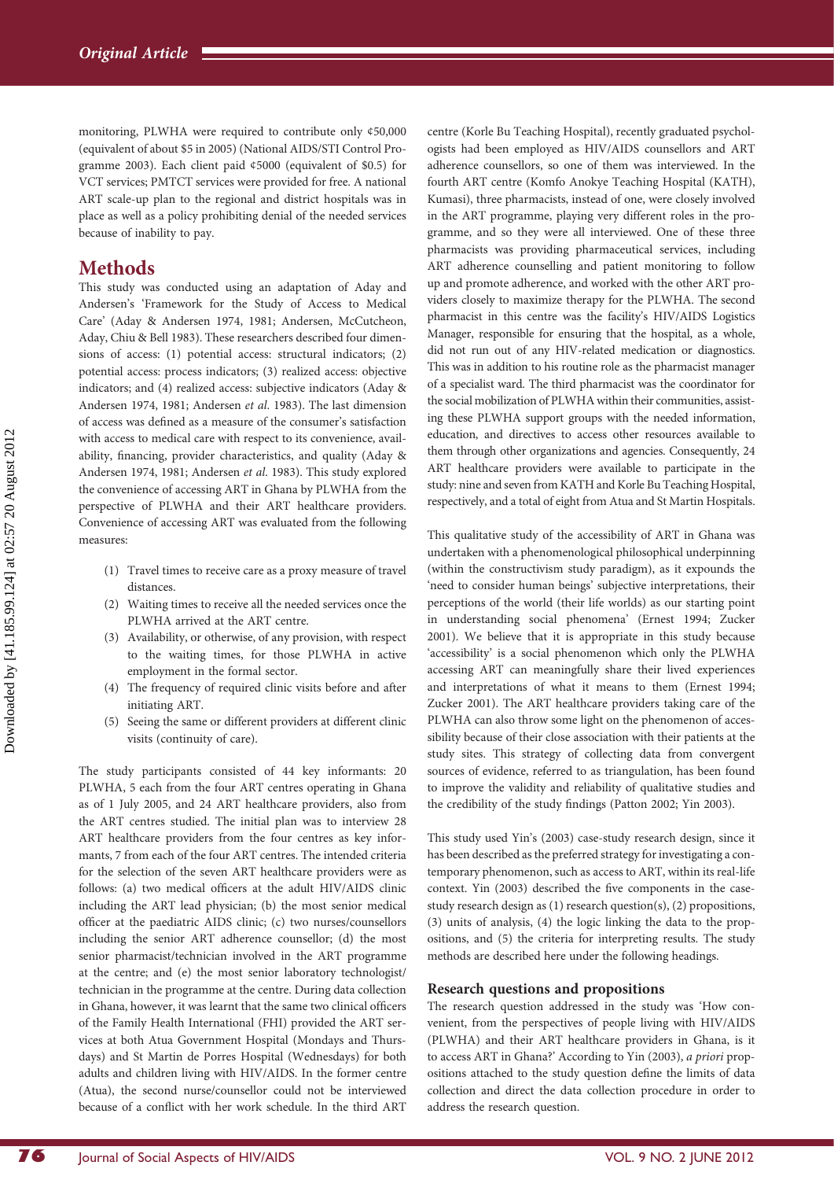monitoring, PLWHA were required to contribute only ¢50,000 (equivalent of about $5 in 2005) (National AIDS/STI Control Programme 2003). Each client paid ¢5000 (equivalent of $0.5) for VCT services; PMTCT services were provided for free. A national ART scale-up plan to the regional and district hospitals was in place as well as a policy prohibiting denial of the needed services because of inability to pay.

## Methods

This study was conducted using an adaptation of Aday and Andersen's 'Framework for the Study of Access to Medical Care' (Aday & Andersen 1974, 1981; Andersen, McCutcheon, Aday, Chiu & Bell 1983). These researchers described four dimensions of access: (1) potential access: structural indicators; (2) potential access: process indicators; (3) realized access: objective indicators; and (4) realized access: subjective indicators (Aday & Andersen 1974, 1981; Andersen *et al*. 1983). The last dimension of access was defined as a measure of the consumer's satisfaction with access to medical care with respect to its convenience, availability, financing, provider characteristics, and quality (Aday & Andersen 1974, 1981; Andersen *et al*. 1983). This study explored the convenience of accessing ART in Ghana by PLWHA from the perspective of PLWHA and their ART healthcare providers. Convenience of accessing ART was evaluated from the following measures:

1. Travel times to receive care as a proxy measure of travel distances.
2. Waiting times to receive all the needed services once the PLWHA arrived at the ART centre.
3. Availability, or otherwise, of any provision, with respect to the waiting times, for those PLWHA in active employment in the formal sector.
4. The frequency of required clinic visits before and after initiating ART.
5. Seeing the same or different providers at different clinic visits (continuity of care).

The study participants consisted of 44 key informants: 20 PLWHA, 5 each from the four ART centres operating in Ghana as of 1 July 2005, and 24 ART healthcare providers, also from the ART centres studied. The initial plan was to interview 28 ART healthcare providers from the four centres as key informants, 7 from each of the four ART centres. The intended criteria for the selection of the seven ART healthcare providers were as follows: (a) two medical officers at the adult HIV/AIDS clinic including the ART lead physician; (b) the most senior medical officer at the paediatric AIDS clinic; (c) two nurses/counsellors including the senior ART adherence counsellor; (d) the most senior pharmacist/technician involved in the ART programme at the centre; and (e) the most senior laboratory technologist/technician in the programme at the centre. During data collection in Ghana, however, it was learnt that the same two clinical officers of the Family Health International (FHI) provided the ART services at both Atua Government Hospital (Mondays and Thursdays) and St Martin de Porres Hospital (Wednesdays) for both adults and children living with HIV/AIDS. In the former centre (Atua), the second nurse/counsellor could not be interviewed because of a conflict with her work schedule. In the third ART centre (Korle Bu Teaching Hospital), recently graduated psychologists had been employed as HIV/AIDS counsellors and ART adherence counsellors, so one of them was interviewed. In the fourth ART centre (Komfo Anokye Teaching Hospital (KATH), Kumasi), three pharmacists, instead of one, were closely involved in the ART programme, playing very different roles in the programme, and so they were all interviewed. One of these three pharmacists was providing pharmaceutical services, including ART adherence counselling and patient monitoring to follow up and promote adherence, and worked with the other ART providers closely to maximize therapy for the PLWHA. The second pharmacist in this centre was the facility's HIV/AIDS Logistics Manager, responsible for ensuring that the hospital, as a whole, did not run out of any HIV-related medication or diagnostics. This was in addition to his routine role as the pharmacist manager of a specialist ward. The third pharmacist was the coordinator for the social mobilization of PLWHA within their communities, assisting these PLWHA support groups with the needed information, education, and directives to access other resources available to them through other organizations and agencies. Consequently, 24 ART healthcare providers were available to participate in the study: nine and seven from KATH and Korle Bu Teaching Hospital, respectively, and a total of eight from Atua and St Martin Hospitals.

This qualitative study of the accessibility of ART in Ghana was undertaken with a phenomenological philosophical underpinning (within the constructivism study paradigm), as it expounds the 'need to consider human beings' subjective interpretations, their perceptions of the world (their life worlds) as our starting point in understanding social phenomena' (Ernest 1994; Zucker 2001). We believe that it is appropriate in this study because 'accessibility' is a social phenomenon which only the PLWHA accessing ART can meaningfully share their lived experiences and interpretations of what it means to them (Ernest 1994; Zucker 2001). The ART healthcare providers taking care of the PLWHA can also throw some light on the phenomenon of accessibility because of their close association with their patients at the study sites. This strategy of collecting data from convergent sources of evidence, referred to as triangulation, has been found to improve the validity and reliability of qualitative studies and the credibility of the study findings (Patton 2002; Yin 2003).

This study used Yin's (2003) case-study research design, since it has been described as the preferred strategy for investigating a contemporary phenomenon, such as access to ART, within its real-life context. Yin (2003) described the five components in the case-study research design as (1) research question(s), (2) propositions, (3) units of analysis, (4) the logic linking the data to the propositions, and (5) the criteria for interpreting results. The study methods are described here under the following headings.

### Research questions and propositions

The research question addressed in the study was 'How convenient, from the perspectives of people living with HIV/AIDS (PLWHA) and their ART healthcare providers in Ghana, is it to access ART in Ghana?' According to Yin (2003), *a priori* propositions attached to the study question define the limits of data collection and direct the data collection procedure in order to address the research question.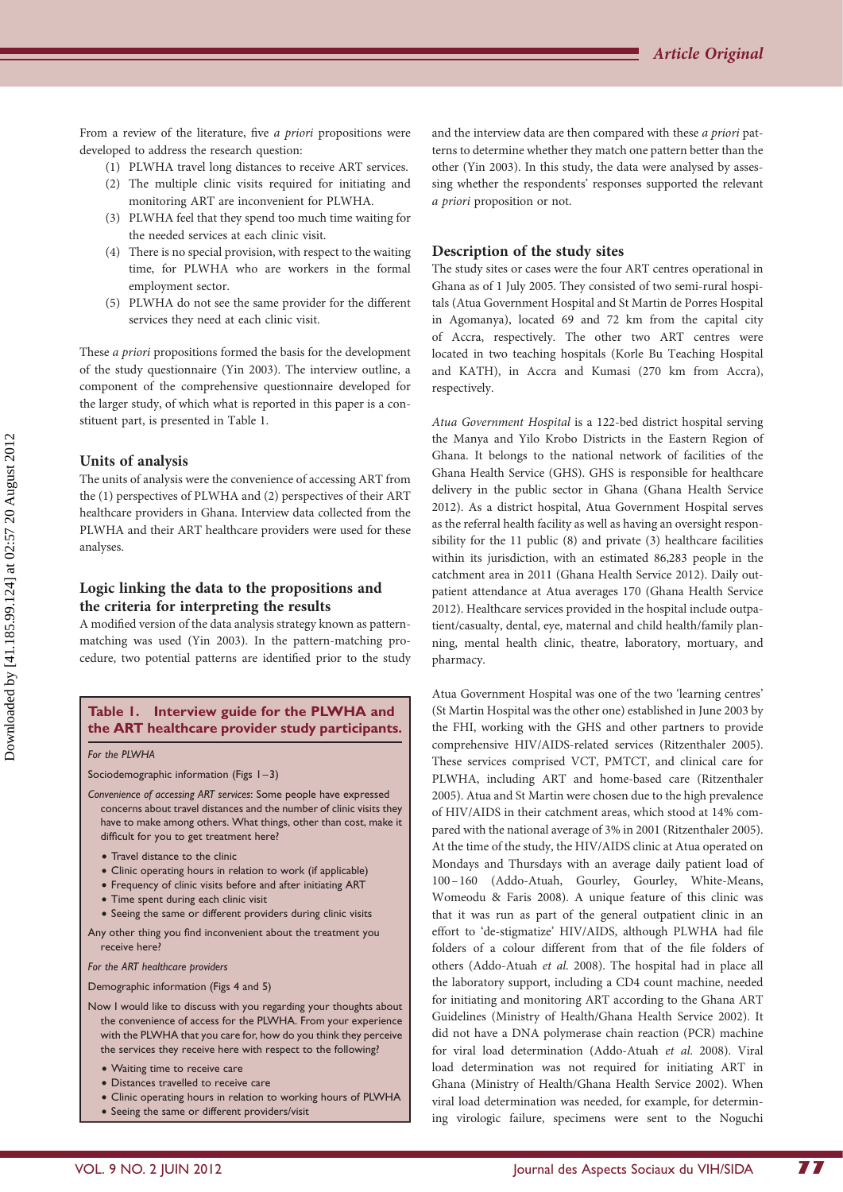From a review of the literature, five *a priori* propositions were developed to address the research question:

1. PLWHA travel long distances to receive ART services.
2. The multiple clinic visits required for initiating and monitoring ART are inconvenient for PLWHA.
3. PLWHA feel that they spend too much time waiting for the needed services at each clinic visit.
4. There is no special provision, with respect to the waiting time, for PLWHA who are workers in the formal employment sector.
5. PLWHA do not see the same provider for the different services they need at each clinic visit.

These *a priori* propositions formed the basis for the development of the study questionnaire (Yin 2003). The interview outline, a component of the comprehensive questionnaire developed for the larger study, of which what is reported in this paper is a constituent part, is presented in Table 1.

## Units of analysis

The units of analysis were the convenience of accessing ART from the (1) perspectives of PLWHA and (2) perspectives of their ART healthcare providers in Ghana. Interview data collected from the PLWHA and their ART healthcare providers were used for these analyses.

## Logic linking the data to the propositions and the criteria for interpreting the results

A modified version of the data analysis strategy known as pattern-matching was used (Yin 2003). In the pattern-matching procedure, two potential patterns are identified prior to the study and the interview data are then compared with these *a priori* patterns to determine whether they match one pattern better than the other (Yin 2003). In this study, the data were analysed by assessing whether the respondents' responses supported the relevant *a priori* proposition or not.

**Table 1. Interview guide for the PLWHA and the ART healthcare provider study participants.**

*For the PLWHA*

Sociodemographic information (Figs 1–3)

*Convenience of accessing ART services*: Some people have expressed concerns about travel distances and the number of clinic visits they have to make among others. What things, other than cost, make it difficult for you to get treatment here?

- Travel distance to the clinic
- Clinic operating hours in relation to work (if applicable)
- Frequency of clinic visits before and after initiating ART
- Time spent during each clinic visit
- Seeing the same or different providers during clinic visits

Any other thing you find inconvenient about the treatment you receive here?

*For the ART healthcare providers*

Demographic information (Figs 4 and 5)

Now I would like to discuss with you regarding your thoughts about the convenience of access for the PLWHA. From your experience with the PLWHA that you care for, how do you think they perceive the services they receive here with respect to the following?

- Waiting time to receive care
- Distances travelled to receive care
- Clinic operating hours in relation to working hours of PLWHA
- Seeing the same or different providers/visit

## Description of the study sites

The study sites or cases were the four ART centres operational in Ghana as of 1 July 2005. They consisted of two semi-rural hospitals (Atua Government Hospital and St Martin de Porres Hospital in Agomanya), located 69 and 72 km from the capital city of Accra, respectively. The other two ART centres were located in two teaching hospitals (Korle Bu Teaching Hospital and KATH), in Accra and Kumasi (270 km from Accra), respectively.

*Atua Government Hospital* is a 122-bed district hospital serving the Manya and Yilo Krobo Districts in the Eastern Region of Ghana. It belongs to the national network of facilities of the Ghana Health Service (GHS). GHS is responsible for healthcare delivery in the public sector in Ghana (Ghana Health Service 2012). As a district hospital, Atua Government Hospital serves as the referral health facility as well as having an oversight responsibility for the 11 public (8) and private (3) healthcare facilities within its jurisdiction, with an estimated 86,283 people in the catchment area in 2011 (Ghana Health Service 2012). Daily outpatient attendance at Atua averages 170 (Ghana Health Service 2012). Healthcare services provided in the hospital include outpatient/casualty, dental, eye, maternal and child health/family planning, mental health clinic, theatre, laboratory, mortuary, and pharmacy.

Atua Government Hospital was one of the two 'learning centres' (St Martin Hospital was the other one) established in June 2003 by the FHI, working with the GHS and other partners to provide comprehensive HIV/AIDS-related services (Ritzenthaler 2005). These services comprised VCT, PMTCT, and clinical care for PLWHA, including ART and home-based care (Ritzenthaler 2005). Atua and St Martin were chosen due to the high prevalence of HIV/AIDS in their catchment areas, which stood at 14% compared with the national average of 3% in 2001 (Ritzenthaler 2005). At the time of the study, the HIV/AIDS clinic at Atua operated on Mondays and Thursdays with an average daily patient load of 100–160 (Addo-Atuah, Gourley, Gourley, White-Means, Womeodu & Faris 2008). A unique feature of this clinic was that it was run as part of the general outpatient clinic in an effort to 'de-stigmatize' HIV/AIDS, although PLWHA had file folders of a colour different from that of the file folders of others (Addo-Atuah *et al.* 2008). The hospital had in place all the laboratory support, including a CD4 count machine, needed for initiating and monitoring ART according to the Ghana ART Guidelines (Ministry of Health/Ghana Health Service 2002). It did not have a DNA polymerase chain reaction (PCR) machine for viral load determination (Addo-Atuah *et al.* 2008). Viral load determination was not required for initiating ART in Ghana (Ministry of Health/Ghana Health Service 2002). When viral load determination was needed, for example, for determining virologic failure, specimens were sent to the Noguchi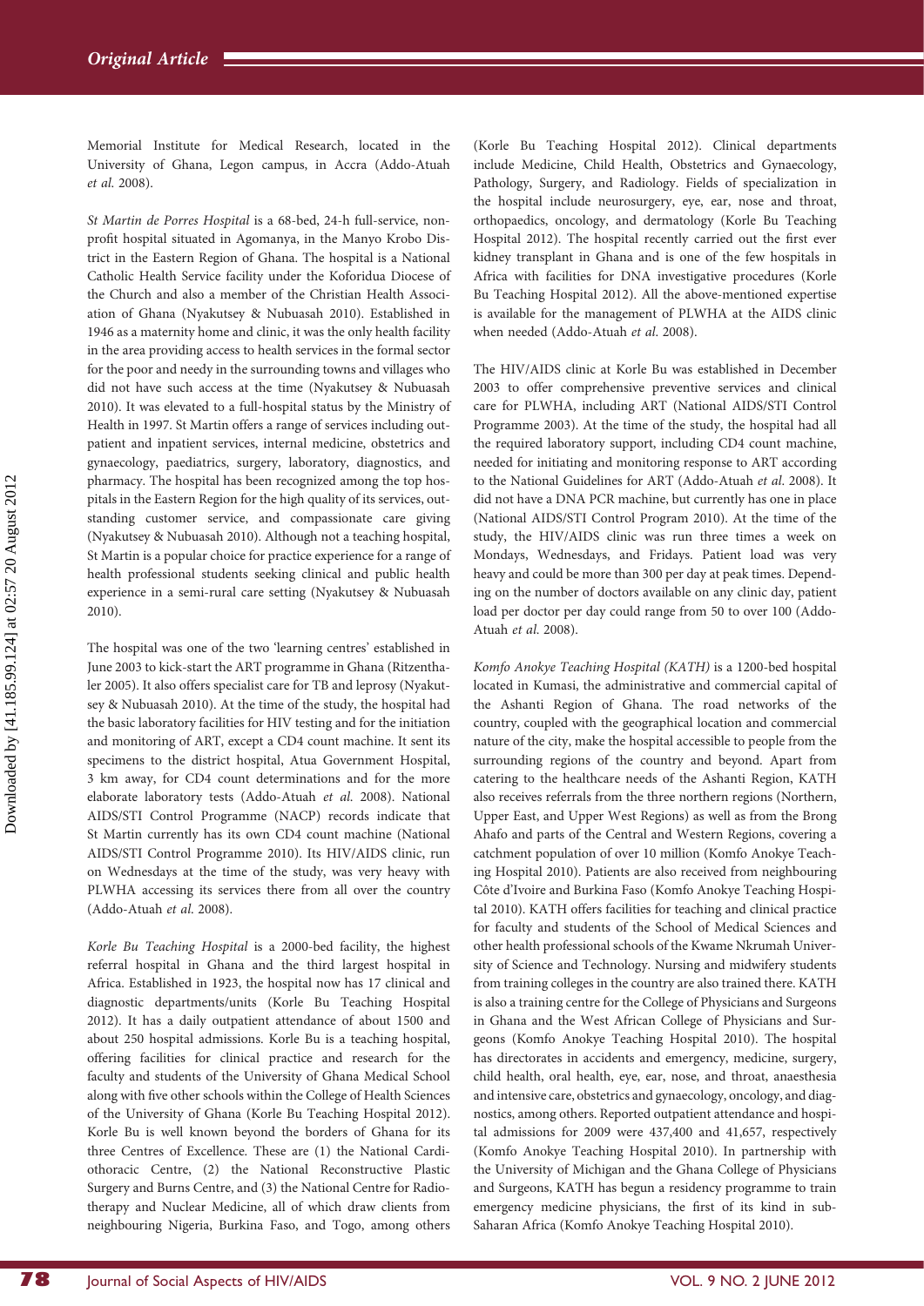Memorial Institute for Medical Research, located in the University of Ghana, Legon campus, in Accra (Addo-Atuah *et al.* 2008).

*St Martin de Porres Hospital* is a 68-bed, 24-h full-service, non-profit hospital situated in Agomanya, in the Manyo Krobo District in the Eastern Region of Ghana. The hospital is a National Catholic Health Service facility under the Koforidua Diocese of the Church and also a member of the Christian Health Association of Ghana (Nyakutsey & Nubuasah 2010). Established in 1946 as a maternity home and clinic, it was the only health facility in the area providing access to health services in the formal sector for the poor and needy in the surrounding towns and villages who did not have such access at the time (Nyakutsey & Nubuasah 2010). It was elevated to a full-hospital status by the Ministry of Health in 1997. St Martin offers a range of services including outpatient and inpatient services, internal medicine, obstetrics and gynaecology, paediatrics, surgery, laboratory, diagnostics, and pharmacy. The hospital has been recognized among the top hospitals in the Eastern Region for the high quality of its services, outstanding customer service, and compassionate care giving (Nyakutsey & Nubuasah 2010). Although not a teaching hospital, St Martin is a popular choice for practice experience for a range of health professional students seeking clinical and public health experience in a semi-rural care setting (Nyakutsey & Nubuasah 2010).

The hospital was one of the two 'learning centres' established in June 2003 to kick-start the ART programme in Ghana (Ritzenthaler 2005). It also offers specialist care for TB and leprosy (Nyakutsey & Nubuasah 2010). At the time of the study, the hospital had the basic laboratory facilities for HIV testing and for the initiation and monitoring of ART, except a CD4 count machine. It sent its specimens to the district hospital, Atua Government Hospital, 3 km away, for CD4 count determinations and for the more elaborate laboratory tests (Addo-Atuah *et al.* 2008). National AIDS/STI Control Programme (NACP) records indicate that St Martin currently has its own CD4 count machine (National AIDS/STI Control Programme 2010). Its HIV/AIDS clinic, run on Wednesdays at the time of the study, was very heavy with PLWHA accessing its services there from all over the country (Addo-Atuah *et al.* 2008).

*Korle Bu Teaching Hospital* is a 2000-bed facility, the highest referral hospital in Ghana and the third largest hospital in Africa. Established in 1923, the hospital now has 17 clinical and diagnostic departments/units (Korle Bu Teaching Hospital 2012). It has a daily outpatient attendance of about 1500 and about 250 hospital admissions. Korle Bu is a teaching hospital, offering facilities for clinical practice and research for the faculty and students of the University of Ghana Medical School along with five other schools within the College of Health Sciences of the University of Ghana (Korle Bu Teaching Hospital 2012). Korle Bu is well known beyond the borders of Ghana for its three Centres of Excellence. These are (1) the National Cardiothoracic Centre, (2) the National Reconstructive Plastic Surgery and Burns Centre, and (3) the National Centre for Radiotherapy and Nuclear Medicine, all of which draw clients from neighbouring Nigeria, Burkina Faso, and Togo, among others (Korle Bu Teaching Hospital 2012). Clinical departments include Medicine, Child Health, Obstetrics and Gynaecology, Pathology, Surgery, and Radiology. Fields of specialization in the hospital include neurosurgery, eye, ear, nose and throat, orthopaedics, oncology, and dermatology (Korle Bu Teaching Hospital 2012). The hospital recently carried out the first ever kidney transplant in Ghana and is one of the few hospitals in Africa with facilities for DNA investigative procedures (Korle Bu Teaching Hospital 2012). All the above-mentioned expertise is available for the management of PLWHA at the AIDS clinic when needed (Addo-Atuah *et al.* 2008).

The HIV/AIDS clinic at Korle Bu was established in December 2003 to offer comprehensive preventive services and clinical care for PLWHA, including ART (National AIDS/STI Control Programme 2003). At the time of the study, the hospital had all the required laboratory support, including CD4 count machine, needed for initiating and monitoring response to ART according to the National Guidelines for ART (Addo-Atuah *et al.* 2008). It did not have a DNA PCR machine, but currently has one in place (National AIDS/STI Control Program 2010). At the time of the study, the HIV/AIDS clinic was run three times a week on Mondays, Wednesdays, and Fridays. Patient load was very heavy and could be more than 300 per day at peak times. Depending on the number of doctors available on any clinic day, patient load per doctor per day could range from 50 to over 100 (Addo-Atuah *et al.* 2008).

*Komfo Anokye Teaching Hospital (KATH)* is a 1200-bed hospital located in Kumasi, the administrative and commercial capital of the Ashanti Region of Ghana. The road networks of the country, coupled with the geographical location and commercial nature of the city, make the hospital accessible to people from the surrounding regions of the country and beyond. Apart from catering to the healthcare needs of the Ashanti Region, KATH also receives referrals from the three northern regions (Northern, Upper East, and Upper West Regions) as well as from the Brong Ahafo and parts of the Central and Western Regions, covering a catchment population of over 10 million (Komfo Anokye Teaching Hospital 2010). Patients are also received from neighbouring Côte d'Ivoire and Burkina Faso (Komfo Anokye Teaching Hospital 2010). KATH offers facilities for teaching and clinical practice for faculty and students of the School of Medical Sciences and other health professional schools of the Kwame Nkrumah University of Science and Technology. Nursing and midwifery students from training colleges in the country are also trained there. KATH is also a training centre for the College of Physicians and Surgeons in Ghana and the West African College of Physicians and Surgeons (Komfo Anokye Teaching Hospital 2010). The hospital has directorates in accidents and emergency, medicine, surgery, child health, oral health, eye, ear, nose, and throat, anaesthesia and intensive care, obstetrics and gynaecology, oncology, and diagnostics, among others. Reported outpatient attendance and hospital admissions for 2009 were 437,400 and 41,657, respectively (Komfo Anokye Teaching Hospital 2010). In partnership with the University of Michigan and the Ghana College of Physicians and Surgeons, KATH has begun a residency programme to train emergency medicine physicians, the first of its kind in sub-Saharan Africa (Komfo Anokye Teaching Hospital 2010).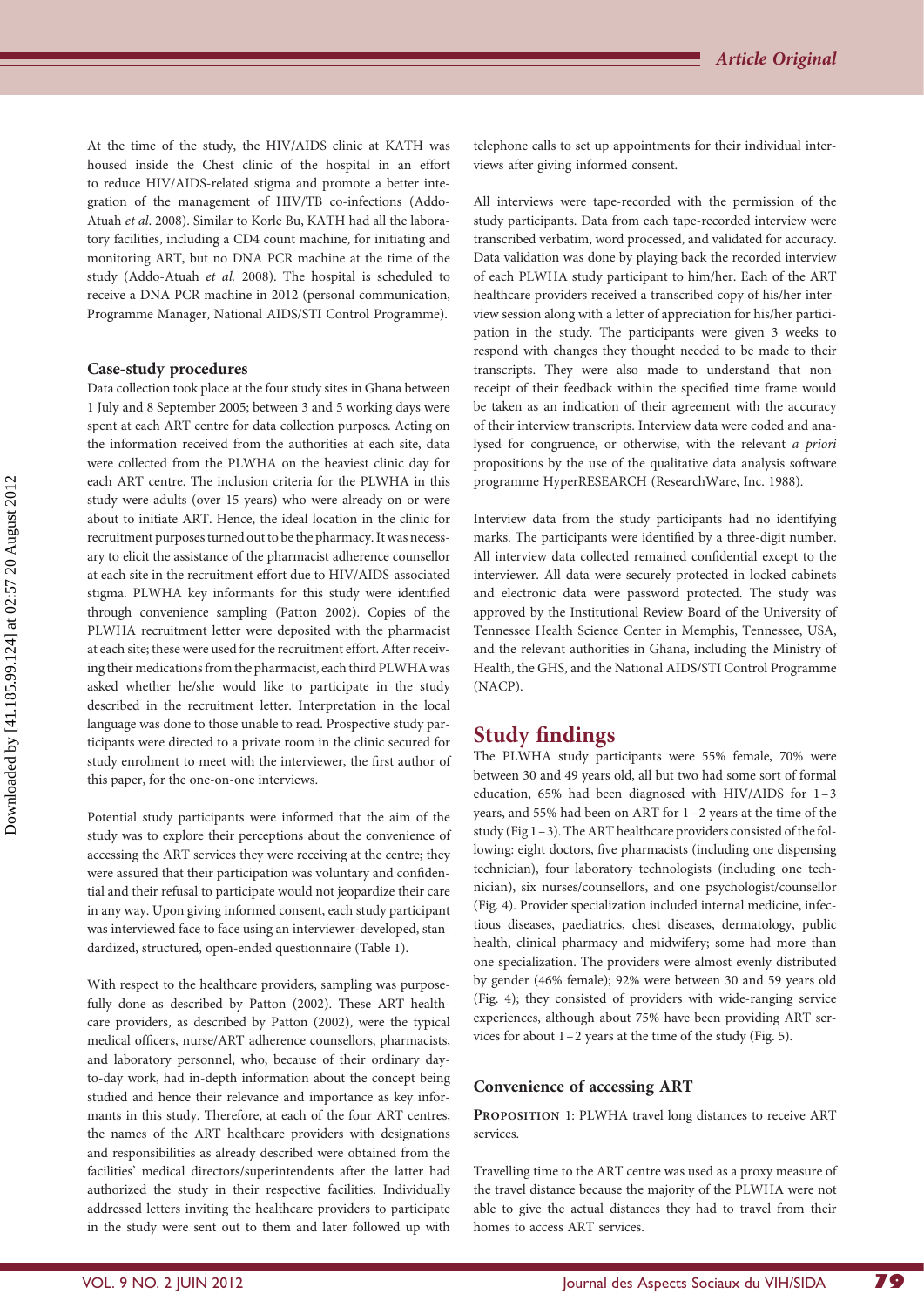At the time of the study, the HIV/AIDS clinic at KATH was housed inside the Chest clinic of the hospital in an effort to reduce HIV/AIDS-related stigma and promote a better integration of the management of HIV/TB co-infections (Addo-Atuah *et al*. 2008). Similar to Korle Bu, KATH had all the laboratory facilities, including a CD4 count machine, for initiating and monitoring ART, but no DNA PCR machine at the time of the study (Addo-Atuah *et al*. 2008). The hospital is scheduled to receive a DNA PCR machine in 2012 (personal communication, Programme Manager, National AIDS/STI Control Programme).

### Case-study procedures

Data collection took place at the four study sites in Ghana between 1 July and 8 September 2005; between 3 and 5 working days were spent at each ART centre for data collection purposes. Acting on the information received from the authorities at each site, data were collected from the PLWHA on the heaviest clinic day for each ART centre. The inclusion criteria for the PLWHA in this study were adults (over 15 years) who were already on or were about to initiate ART. Hence, the ideal location in the clinic for recruitment purposes turned out to be the pharmacy. It was necessary to elicit the assistance of the pharmacist adherence counsellor at each site in the recruitment effort due to HIV/AIDS-associated stigma. PLWHA key informants for this study were identified through convenience sampling (Patton 2002). Copies of the PLWHA recruitment letter were deposited with the pharmacist at each site; these were used for the recruitment effort. After receiving their medications from the pharmacist, each third PLWHA was asked whether he/she would like to participate in the study described in the recruitment letter. Interpretation in the local language was done to those unable to read. Prospective study participants were directed to a private room in the clinic secured for study enrolment to meet with the interviewer, the first author of this paper, for the one-on-one interviews.

Potential study participants were informed that the aim of the study was to explore their perceptions about the convenience of accessing the ART services they were receiving at the centre; they were assured that their participation was voluntary and confidential and their refusal to participate would not jeopardize their care in any way. Upon giving informed consent, each study participant was interviewed face to face using an interviewer-developed, standardized, structured, open-ended questionnaire (Table 1).

With respect to the healthcare providers, sampling was purposefully done as described by Patton (2002). These ART healthcare providers, as described by Patton (2002), were the typical medical officers, nurse/ART adherence counsellors, pharmacists, and laboratory personnel, who, because of their ordinary day-to-day work, had in-depth information about the concept being studied and hence their relevance and importance as key informants in this study. Therefore, at each of the four ART centres, the names of the ART healthcare providers with designations and responsibilities as already described were obtained from the facilities' medical directors/superintendents after the latter had authorized the study in their respective facilities. Individually addressed letters inviting the healthcare providers to participate in the study were sent out to them and later followed up with telephone calls to set up appointments for their individual interviews after giving informed consent.

All interviews were tape-recorded with the permission of the study participants. Data from each tape-recorded interview were transcribed verbatim, word processed, and validated for accuracy. Data validation was done by playing back the recorded interview of each PLWHA study participant to him/her. Each of the ART healthcare providers received a transcribed copy of his/her interview session along with a letter of appreciation for his/her participation in the study. The participants were given 3 weeks to respond with changes they thought needed to be made to their transcripts. They were also made to understand that non-receipt of their feedback within the specified time frame would be taken as an indication of their agreement with the accuracy of their interview transcripts. Interview data were coded and analysed for congruence, or otherwise, with the relevant *a priori* propositions by the use of the qualitative data analysis software programme HyperRESEARCH (ResearchWare, Inc. 1988).

Interview data from the study participants had no identifying marks. The participants were identified by a three-digit number. All interview data collected remained confidential except to the interviewer. All data were securely protected in locked cabinets and electronic data were password protected. The study was approved by the Institutional Review Board of the University of Tennessee Health Science Center in Memphis, Tennessee, USA, and the relevant authorities in Ghana, including the Ministry of Health, the GHS, and the National AIDS/STI Control Programme (NACP).

## Study findings

The PLWHA study participants were 55% female, 70% were between 30 and 49 years old, all but two had some sort of formal education, 65% had been diagnosed with HIV/AIDS for 1–3 years, and 55% had been on ART for 1–2 years at the time of the study (Fig 1–3). The ART healthcare providers consisted of the following: eight doctors, five pharmacists (including one dispensing technician), four laboratory technologists (including one technician), six nurses/counsellors, and one psychologist/counsellor (Fig. 4). Provider specialization included internal medicine, infectious diseases, paediatrics, chest diseases, dermatology, public health, clinical pharmacy and midwifery; some had more than one specialization. The providers were almost evenly distributed by gender (46% female); 92% were between 30 and 59 years old (Fig. 4); they consisted of providers with wide-ranging service experiences, although about 75% have been providing ART services for about 1–2 years at the time of the study (Fig. 5).

### Convenience of accessing ART

**Proposition** 1: PLWHA travel long distances to receive ART services.

Travelling time to the ART centre was used as a proxy measure of the travel distance because the majority of the PLWHA were not able to give the actual distances they had to travel from their homes to access ART services.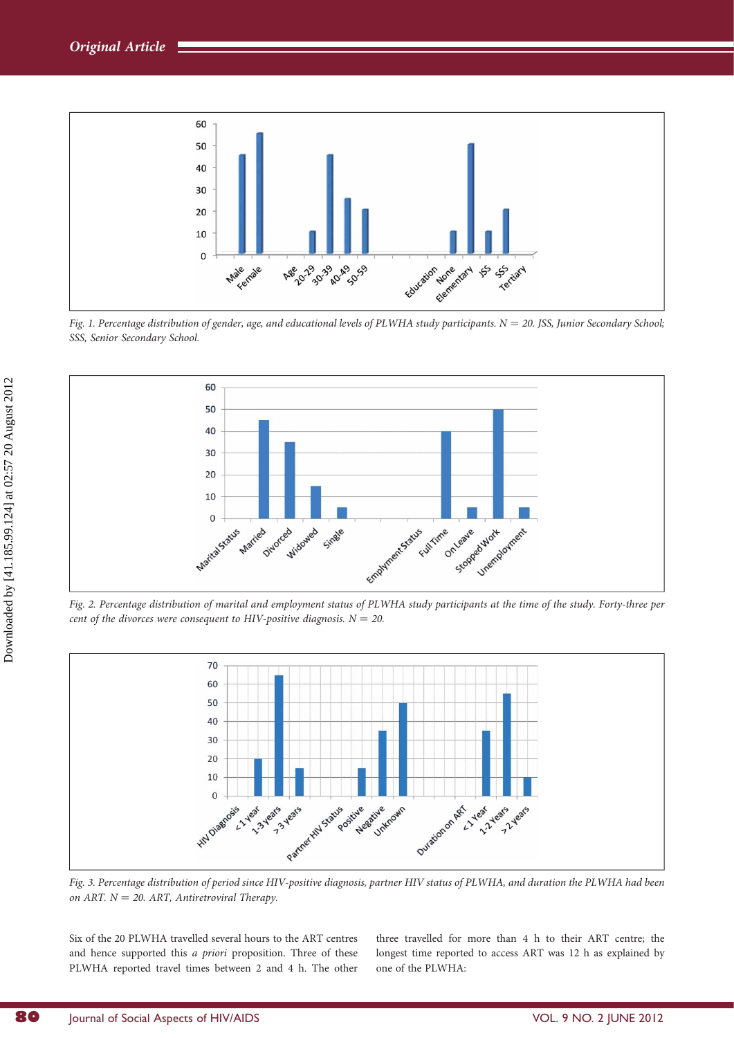Fig. 1. *Percentage distribution of gender, age, and educational levels of PLWHA study participants. N = 20. JSS, Junior Secondary School; SSS, Senior Secondary School.*

Fig. 2. *Percentage distribution of marital and employment status of PLWHA study participants at the time of the study. Forty-three per cent of the divorces were consequent to HIV-positive diagnosis. N = 20.*

Fig. 3. *Percentage distribution of period since HIV-positive diagnosis, partner HIV status of PLWHA, and duration the PLWHA had been on ART. N = 20. ART, Antiretroviral Therapy.*

Six of the 20 PLWHA travelled several hours to the ART centres and hence supported this *a priori* proposition. Three of these PLWHA reported travel times between 2 and 4 h. The other three travelled for more than 4 h to their ART centre; the longest time reported to access ART was 12 h as explained by one of the PLWHA: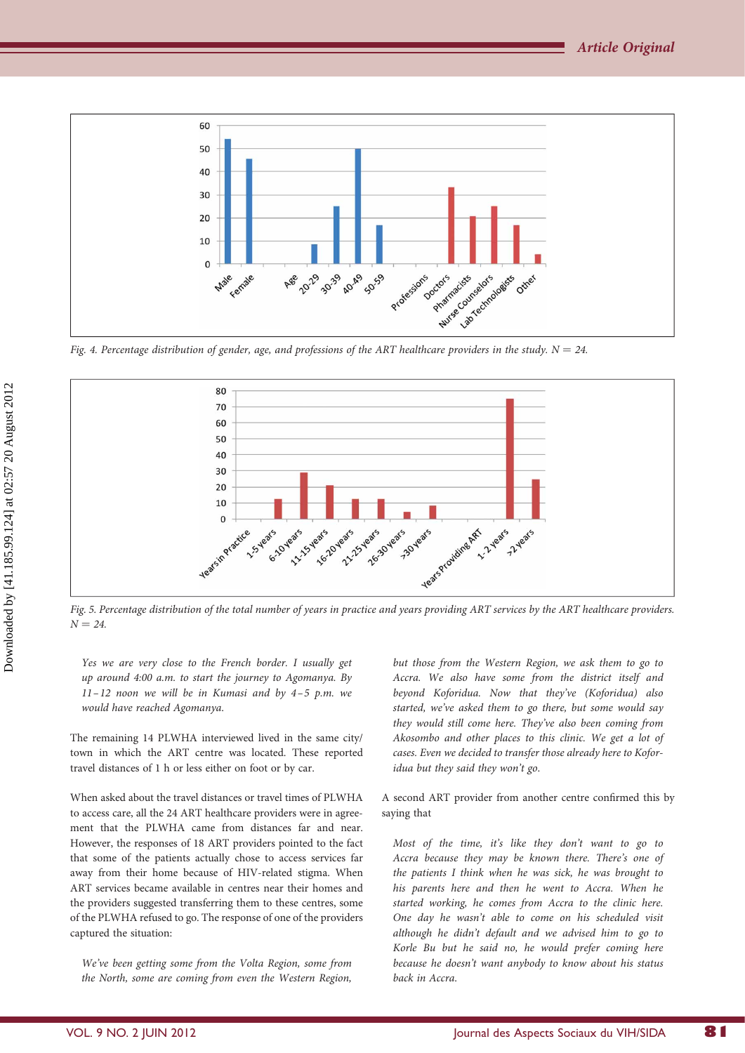Fig. 4. Percentage distribution of gender, age, and professions of the ART healthcare providers in the study. $N = 24$.

Fig. 5. Percentage distribution of the total number of years in practice and years providing ART services by the ART healthcare providers. $N = 24$.

> *Yes we are very close to the French border. I usually get up around 4:00 a.m. to start the journey to Agomanya. By 11–12 noon we will be in Kumasi and by 4–5 p.m. we would have reached Agomanya.*

The remaining 14 PLWHA interviewed lived in the same city/town in which the ART centre was located. These reported travel distances of 1 h or less either on foot or by car.

When asked about the travel distances or travel times of PLWHA to access care, all the 24 ART healthcare providers were in agreement that the PLWHA came from distances far and near. However, the responses of 18 ART providers pointed to the fact that some of the patients actually chose to access services far away from their home because of HIV-related stigma. When ART services became available in centres near their homes and the providers suggested transferring them to these centres, some of the PLWHA refused to go. The response of one of the providers captured the situation:

> *We've been getting some from the Volta Region, some from the North, some are coming from even the Western Region, but those from the Western Region, we ask them to go to Accra. We also have some from the district itself and beyond Koforidua. Now that they've (Koforidua) also started, we've asked them to go there, but some would say they would still come here. They've also been coming from Akosombo and other places to this clinic. We get a lot of cases. Even we decided to transfer those already here to Koforidua but they said they won't go.*

A second ART provider from another centre confirmed this by saying that

> *Most of the time, it's like they don't want to go to Accra because they may be known there. There's one of the patients I think when he was sick, he was brought to his parents here and then he went to Accra. When he started working, he comes from Accra to the clinic here. One day he wasn't able to come on his scheduled visit although he didn't default and we advised him to go to Korle Bu but he said no, he would prefer coming here because he doesn't want anybody to know about his status back in Accra.*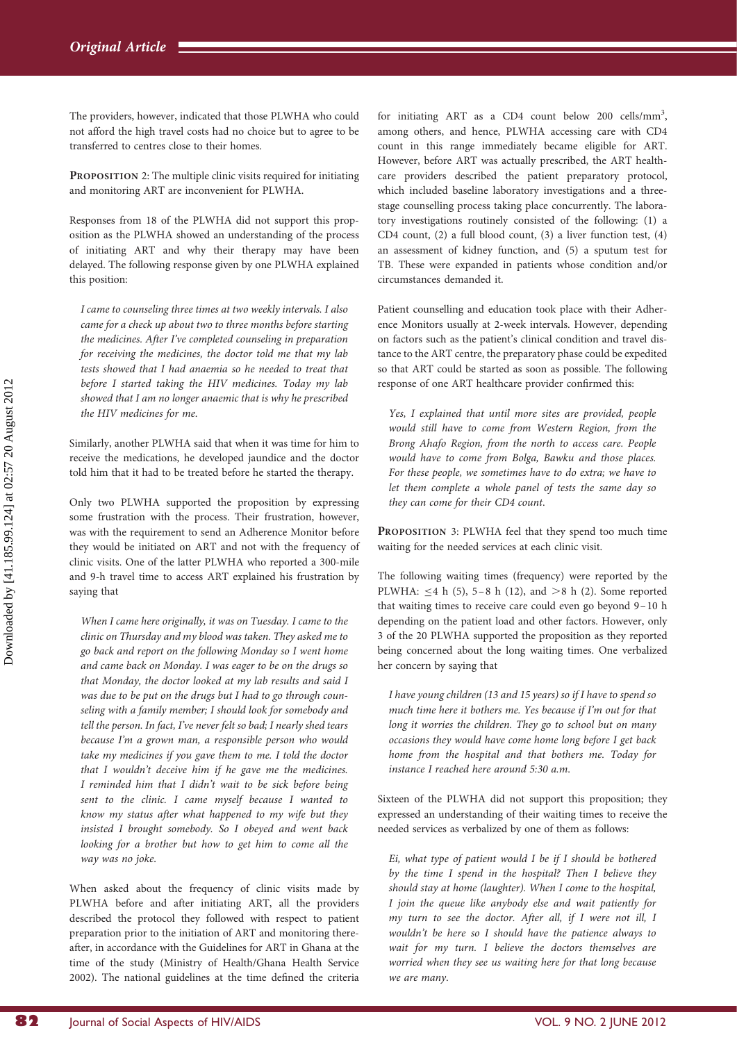The providers, however, indicated that those PLWHA who could not afford the high travel costs had no choice but to agree to be transferred to centres close to their homes.

**PROPOSITION 2:** The multiple clinic visits required for initiating and monitoring ART are inconvenient for PLWHA.

Responses from 18 of the PLWHA did not support this proposition as the PLWHA showed an understanding of the process of initiating ART and why their therapy may have been delayed. The following response given by one PLWHA explained this position:

> *I came to counseling three times at two weekly intervals. I also came for a check up about two to three months before starting the medicines. After I've completed counseling in preparation for receiving the medicines, the doctor told me that my lab tests showed that I had anaemia so he needed to treat that before I started taking the HIV medicines. Today my lab showed that I am no longer anaemic that is why he prescribed the HIV medicines for me.*

Similarly, another PLWHA said that when it was time for him to receive the medications, he developed jaundice and the doctor told him that it had to be treated before he started the therapy.

Only two PLWHA supported the proposition by expressing some frustration with the process. Their frustration, however, was with the requirement to send an Adherence Monitor before they would be initiated on ART and not with the frequency of clinic visits. One of the latter PLWHA who reported a 300-mile and 9-h travel time to access ART explained his frustration by saying that

> *When I came here originally, it was on Tuesday. I came to the clinic on Thursday and my blood was taken. They asked me to go back and report on the following Monday so I went home and came back on Monday. I was eager to be on the drugs so that Monday, the doctor looked at my lab results and said I was due to be put on the drugs but I had to go through counseling with a family member; I should look for somebody and tell the person. In fact, I've never felt so bad; I nearly shed tears because I'm a grown man, a responsible person who would take my medicines if you gave them to me. I told the doctor that I wouldn't deceive him if he gave me the medicines. I reminded him that I didn't wait to be sick before being sent to the clinic. I came myself because I wanted to know my status after what happened to my wife but they insisted I brought somebody. So I obeyed and went back looking for a brother but how to get him to come all the way was no joke.*

When asked about the frequency of clinic visits made by PLWHA before and after initiating ART, all the providers described the protocol they followed with respect to patient preparation prior to the initiation of ART and monitoring thereafter, in accordance with the Guidelines for ART in Ghana at the time of the study (Ministry of Health/Ghana Health Service 2002). The national guidelines at the time defined the criteria for initiating ART as a CD4 count below 200 cells/mm$^3$, among others, and hence, PLWHA accessing care with CD4 count in this range immediately became eligible for ART. However, before ART was actually prescribed, the ART health-care providers described the patient preparatory protocol, which included baseline laboratory investigations and a three-stage counselling process taking place concurrently. The laboratory investigations routinely consisted of the following: (1) a CD4 count, (2) a full blood count, (3) a liver function test, (4) an assessment of kidney function, and (5) a sputum test for TB. These were expanded in patients whose condition and/or circumstances demanded it.

Patient counselling and education took place with their Adherence Monitors usually at 2-week intervals. However, depending on factors such as the patient's clinical condition and travel distance to the ART centre, the preparatory phase could be expedited so that ART could be started as soon as possible. The following response of one ART healthcare provider confirmed this:

> *Yes, I explained that until more sites are provided, people would still have to come from Western Region, from the Brong Ahafo Region, from the north to access care. People would have to come from Bolga, Bawku and those places. For these people, we sometimes have to do extra; we have to let them complete a whole panel of tests the same day so they can come for their CD4 count.*

**PROPOSITION 3:** PLWHA feel that they spend too much time waiting for the needed services at each clinic visit.

The following waiting times (frequency) were reported by the PLWHA: ≤4 h (5), 5–8 h (12), and >8 h (2). Some reported that waiting times to receive care could even go beyond 9–10 h depending on the patient load and other factors. However, only 3 of the 20 PLWHA supported the proposition as they reported being concerned about the long waiting times. One verbalized her concern by saying that

> *I have young children (13 and 15 years) so if I have to spend so much time here it bothers me. Yes because if I'm out for that long it worries the children. They go to school but on many occasions they would have come home long before I get back home from the hospital and that bothers me. Today for instance I reached here around 5:30 a.m.*

Sixteen of the PLWHA did not support this proposition; they expressed an understanding of their waiting times to receive the needed services as verbalized by one of them as follows:

> *Ei, what type of patient would I be if I should be bothered by the time I spend in the hospital? Then I believe they should stay at home (laughter). When I come to the hospital, I join the queue like anybody else and wait patiently for my turn to see the doctor. After all, if I were not ill, I wouldn't be here so I should have the patience always to wait for my turn. I believe the doctors themselves are worried when they see us waiting here for that long because we are many.*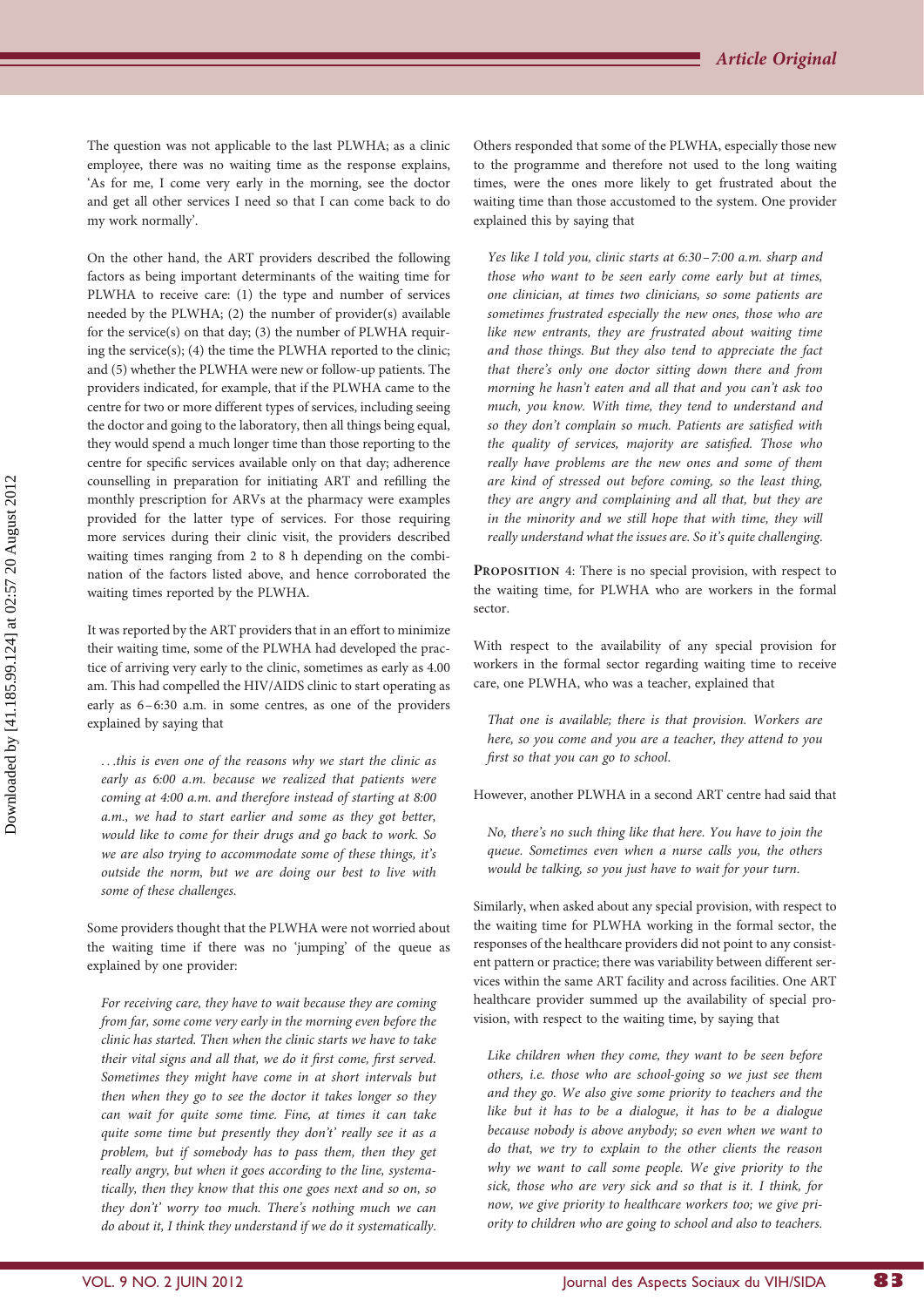The question was not applicable to the last PLWHA; as a clinic employee, there was no waiting time as the response explains, 'As for me, I come very early in the morning, see the doctor and get all other services I need so that I can come back to do my work normally'.

On the other hand, the ART providers described the following factors as being important determinants of the waiting time for PLWHA to receive care: (1) the type and number of services needed by the PLWHA; (2) the number of provider(s) available for the service(s) on that day; (3) the number of PLWHA requiring the service(s); (4) the time the PLWHA reported to the clinic; and (5) whether the PLWHA were new or follow-up patients. The providers indicated, for example, that if the PLWHA came to the centre for two or more different types of services, including seeing the doctor and going to the laboratory, then all things being equal, they would spend a much longer time than those reporting to the centre for specific services available only on that day; adherence counselling in preparation for initiating ART and refilling the monthly prescription for ARVs at the pharmacy were examples provided for the latter type of services. For those requiring more services during their clinic visit, the providers described waiting times ranging from 2 to 8 h depending on the combination of the factors listed above, and hence corroborated the waiting times reported by the PLWHA.

It was reported by the ART providers that in an effort to minimize their waiting time, some of the PLWHA had developed the practice of arriving very early to the clinic, sometimes as early as 4.00 am. This had compelled the HIV/AIDS clinic to start operating as early as 6–6:30 a.m. in some centres, as one of the providers explained by saying that

> *...this is even one of the reasons why we start the clinic as early as 6:00 a.m. because we realized that patients were coming at 4:00 a.m. and therefore instead of starting at 8:00 a.m., we had to start earlier and some as they got better, would like to come for their drugs and go back to work. So we are also trying to accommodate some of these things, it's outside the norm, but we are doing our best to live with some of these challenges.*

Some providers thought that the PLWHA were not worried about the waiting time if there was no 'jumping' of the queue as explained by one provider:

> *For receiving care, they have to wait because they are coming from far, some come very early in the morning even before the clinic has started. Then when the clinic starts we have to take their vital signs and all that, we do it first come, first served. Sometimes they might have come in at short intervals but then when they go to see the doctor it takes longer so they can wait for quite some time. Fine, at times it can take quite some time but presently they don't' really see it as a problem, but if somebody has to pass them, then they get really angry, but when it goes according to the line, systematically, then they know that this one goes next and so on, so they don't' worry too much. There's nothing much we can do about it, I think they understand if we do it systematically.*

Others responded that some of the PLWHA, especially those new to the programme and therefore not used to the long waiting times, were the ones more likely to get frustrated about the waiting time than those accustomed to the system. One provider explained this by saying that

> *Yes like I told you, clinic starts at 6:30–7:00 a.m. sharp and those who want to be seen early come early but at times, one clinician, at times two clinicians, so some patients are sometimes frustrated especially the new ones, those who are like new entrants, they are frustrated about waiting time and those things. But they also tend to appreciate the fact that there's only one doctor sitting down there and from morning he hasn't eaten and all that and you can't ask too much, you know. With time, they tend to understand and so they don't complain so much. Patients are satisfied with the quality of services, majority are satisfied. Those who really have problems are the new ones and some of them are kind of stressed out before coming, so the least thing, they are angry and complaining and all that, but they are in the minority and we still hope that with time, they will really understand what the issues are. So it's quite challenging.*

**PROPOSITION** 4: There is no special provision, with respect to the waiting time, for PLWHA who are workers in the formal sector.

With respect to the availability of any special provision for workers in the formal sector regarding waiting time to receive care, one PLWHA, who was a teacher, explained that

> *That one is available; there is that provision. Workers are here, so you come and you are a teacher, they attend to you first so that you can go to school.*

However, another PLWHA in a second ART centre had said that

> *No, there's no such thing like that here. You have to join the queue. Sometimes even when a nurse calls you, the others would be talking, so you just have to wait for your turn.*

Similarly, when asked about any special provision, with respect to the waiting time for PLWHA working in the formal sector, the responses of the healthcare providers did not point to any consistent pattern or practice; there was variability between different services within the same ART facility and across facilities. One ART healthcare provider summed up the availability of special provision, with respect to the waiting time, by saying that

> *Like children when they come, they want to be seen before others, i.e. those who are school-going so we just see them and they go. We also give some priority to teachers and the like but it has to be a dialogue, it has to be a dialogue because nobody is above anybody; so even when we want to do that, we try to explain to the other clients the reason why we want to call some people. We give priority to the sick, those who are very sick and so that is it. I think, for now, we give priority to healthcare workers too; we give priority to children who are going to school and also to teachers.*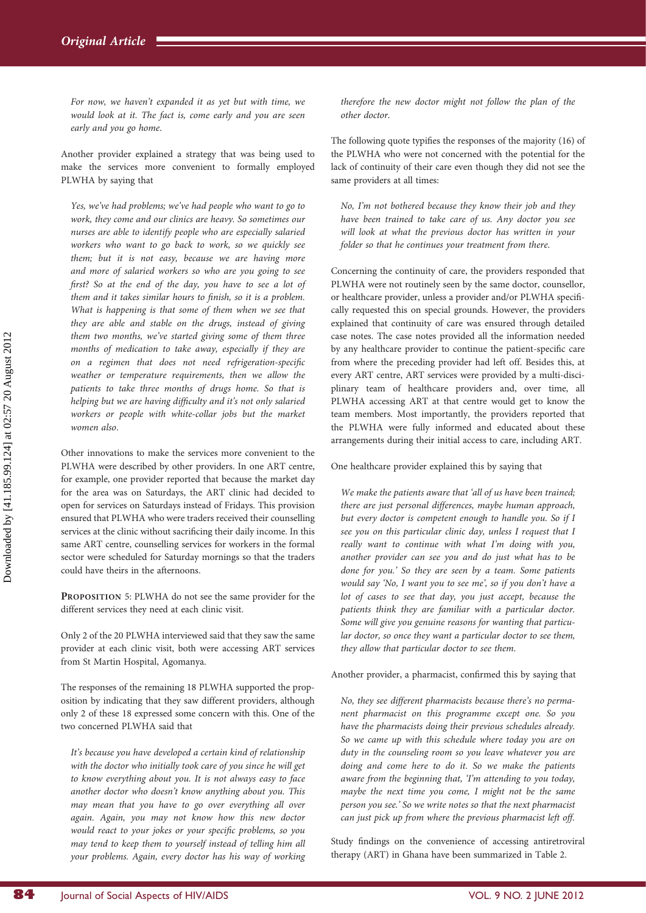*For now, we haven't expanded it as yet but with time, we would look at it. The fact is, come early and you are seen early and you go home.*

Another provider explained a strategy that was being used to make the services more convenient to formally employed PLWHA by saying that

> *Yes, we've had problems; we've had people who want to go to work, they come and our clinics are heavy. So sometimes our nurses are able to identify people who are especially salaried workers who want to go back to work, so we quickly see them; but it is not easy, because we are having more and more of salaried workers so who are you going to see first? So at the end of the day, you have to see a lot of them and it takes similar hours to finish, so it is a problem. What is happening is that some of them when we see that they are able and stable on the drugs, instead of giving them two months, we've started giving some of them three months of medication to take away, especially if they are on a regimen that does not need refrigeration-specific weather or temperature requirements, then we allow the patients to take three months of drugs home. So that is helping but we are having difficulty and it's not only salaried workers or people with white-collar jobs but the market women also.*

Other innovations to make the services more convenient to the PLWHA were described by other providers. In one ART centre, for example, one provider reported that because the market day for the area was on Saturdays, the ART clinic had decided to open for services on Saturdays instead of Fridays. This provision ensured that PLWHA who were traders received their counselling services at the clinic without sacrificing their daily income. In this same ART centre, counselling services for workers in the formal sector were scheduled for Saturday mornings so that the traders could have theirs in the afternoons.

**PROPOSITION** 5: PLWHA do not see the same provider for the different services they need at each clinic visit.

Only 2 of the 20 PLWHA interviewed said that they saw the same provider at each clinic visit, both were accessing ART services from St Martin Hospital, Agomanya.

The responses of the remaining 18 PLWHA supported the proposition by indicating that they saw different providers, although only 2 of these 18 expressed some concern with this. One of the two concerned PLWHA said that

> *It's because you have developed a certain kind of relationship with the doctor who initially took care of you since he will get to know everything about you. It is not always easy to face another doctor who doesn't know anything about you. This may mean that you have to go over everything all over again. Again, you may not know how this new doctor would react to your jokes or your specific problems, so you may tend to keep them to yourself instead of telling him all your problems. Again, every doctor has his way of working therefore the new doctor might not follow the plan of the other doctor.*

The following quote typifies the responses of the majority (16) of the PLWHA who were not concerned with the potential for the lack of continuity of their care even though they did not see the same providers at all times:

> *No, I'm not bothered because they know their job and they have been trained to take care of us. Any doctor you see will look at what the previous doctor has written in your folder so that he continues your treatment from there.*

Concerning the continuity of care, the providers responded that PLWHA were not routinely seen by the same doctor, counsellor, or healthcare provider, unless a provider and/or PLWHA specifically requested this on special grounds. However, the providers explained that continuity of care was ensured through detailed case notes. The case notes provided all the information needed by any healthcare provider to continue the patient-specific care from where the preceding provider had left off. Besides this, at every ART centre, ART services were provided by a multi-disciplinary team of healthcare providers and, over time, all PLWHA accessing ART at that centre would get to know the team members. Most importantly, the providers reported that the PLWHA were fully informed and educated about these arrangements during their initial access to care, including ART.

One healthcare provider explained this by saying that

> *We make the patients aware that 'all of us have been trained; there are just personal differences, maybe human approach, but every doctor is competent enough to handle you. So if I see you on this particular clinic day, unless I request that I really want to continue with what I'm doing with you, another provider can see you and do just what has to be done for you.' So they are seen by a team. Some patients would say 'No, I want you to see me', so if you don't have a lot of cases to see that day, you just accept, because the patients think they are familiar with a particular doctor. Some will give you genuine reasons for wanting that particular doctor, so once they want a particular doctor to see them, they allow that particular doctor to see them.*

Another provider, a pharmacist, confirmed this by saying that

> *No, they see different pharmacists because there's no permanent pharmacist on this programme except one. So you have the pharmacists doing their previous schedules already. So we came up with this schedule where today you are on duty in the counseling room so you leave whatever you are doing and come here to do it. So we make the patients aware from the beginning that, 'I'm attending to you today, maybe the next time you come, I might not be the same person you see.' So we write notes so that the next pharmacist can just pick up from where the previous pharmacist left off.*

Study findings on the convenience of accessing antiretroviral therapy (ART) in Ghana have been summarized in Table 2.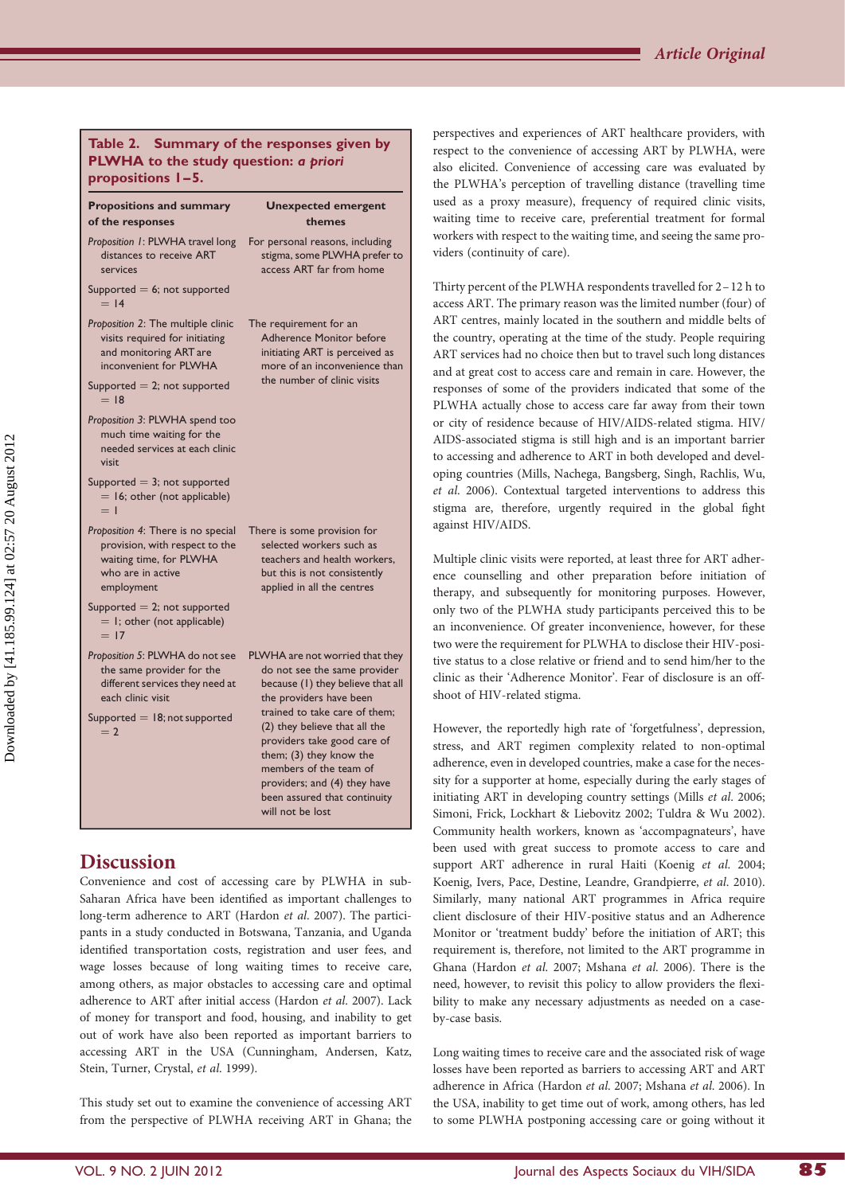**Table 2. Summary of the responses given by PLWHA to the study question: *a priori* propositions 1–5.**

| Propositions and summary of the responses | Unexpected emergent themes |
|---|---|
| *Proposition 1*: PLWHA travel long distances to receive ART services<br>Supported = 6; not supported = 14 | For personal reasons, including stigma, some PLWHA prefer to access ART far from home |
| *Proposition 2*: The multiple clinic visits required for initiating and monitoring ART are inconvenient for PLWHA<br>Supported = 2; not supported = 18 | The requirement for an Adherence Monitor before initiating ART is perceived as more of an inconvenience than the number of clinic visits |
| *Proposition 3*: PLWHA spend too much time waiting for the needed services at each clinic visit<br>Supported = 3; not supported = 16; other (not applicable) = 1 | |
| *Proposition 4*: There is no special provision, with respect to the waiting time, for PLWHA who are in active employment<br>Supported = 2; not supported = 1; other (not applicable) = 17 | There is some provision for selected workers such as teachers and health workers, but this is not consistently applied in all the centres |
| *Proposition 5*: PLWHA do not see the same provider for the different services they need at each clinic visit<br>Supported = 18; not supported = 2 | PLWHA are not worried that they do not see the same provider because (1) they believe that all the providers have been trained to take care of them; (2) they believe that all the providers take good care of them; (3) they know the members of the team of providers; and (4) they have been assured that continuity will not be lost |

## Discussion

Convenience and cost of accessing care by PLWHA in sub-Saharan Africa have been identified as important challenges to long-term adherence to ART (Hardon *et al.* 2007). The participants in a study conducted in Botswana, Tanzania, and Uganda identified transportation costs, registration and user fees, and wage losses because of long waiting times to receive care, among others, as major obstacles to accessing care and optimal adherence to ART after initial access (Hardon *et al.* 2007). Lack of money for transport and food, housing, and inability to get out of work have also been reported as important barriers to accessing ART in the USA (Cunningham, Andersen, Katz, Stein, Turner, Crystal, *et al.* 1999).

This study set out to examine the convenience of accessing ART from the perspective of PLWHA receiving ART in Ghana; the perspectives and experiences of ART healthcare providers, with respect to the convenience of accessing ART by PLWHA, were also elicited. Convenience of accessing care was evaluated by the PLWHA's perception of travelling distance (travelling time used as a proxy measure), frequency of required clinic visits, waiting time to receive care, preferential treatment for formal workers with respect to the waiting time, and seeing the same providers (continuity of care).

Thirty percent of the PLWHA respondents travelled for 2–12 h to access ART. The primary reason was the limited number (four) of ART centres, mainly located in the southern and middle belts of the country, operating at the time of the study. People requiring ART services had no choice then but to travel such long distances and at great cost to access care and remain in care. However, the responses of some of the providers indicated that some of the PLWHA actually chose to access care far away from their town or city of residence because of HIV/AIDS-related stigma. HIV/AIDS-associated stigma is still high and is an important barrier to accessing and adherence to ART in both developed and developing countries (Mills, Nachega, Bangsberg, Singh, Rachlis, Wu, *et al.* 2006). Contextual targeted interventions to address this stigma are, therefore, urgently required in the global fight against HIV/AIDS.

Multiple clinic visits were reported, at least three for ART adherence counselling and other preparation before initiation of therapy, and subsequently for monitoring purposes. However, only two of the PLWHA study participants perceived this to be an inconvenience. Of greater inconvenience, however, for these two were the requirement for PLWHA to disclose their HIV-positive status to a close relative or friend and to send him/her to the clinic as their 'Adherence Monitor'. Fear of disclosure is an offshoot of HIV-related stigma.

However, the reportedly high rate of 'forgetfulness', depression, stress, and ART regimen complexity related to non-optimal adherence, even in developed countries, make a case for the necessity for a supporter at home, especially during the early stages of initiating ART in developing country settings (Mills *et al.* 2006; Simoni, Frick, Lockhart & Liebovitz 2002; Tuldra & Wu 2002). Community health workers, known as 'accompagnateurs', have been used with great success to promote access to care and support ART adherence in rural Haiti (Koenig *et al.* 2004; Koenig, Ivers, Pace, Destine, Leandre, Grandpierre, *et al.* 2010). Similarly, many national ART programmes in Africa require client disclosure of their HIV-positive status and an Adherence Monitor or 'treatment buddy' before the initiation of ART; this requirement is, therefore, not limited to the ART programme in Ghana (Hardon *et al.* 2007; Mshana *et al.* 2006). There is the need, however, to revisit this policy to allow providers the flexibility to make any necessary adjustments as needed on a case-by-case basis.

Long waiting times to receive care and the associated risk of wage losses have been reported as barriers to accessing ART and ART adherence in Africa (Hardon *et al.* 2007; Mshana *et al.* 2006). In the USA, inability to get time out of work, among others, has led to some PLWHA postponing accessing care or going without it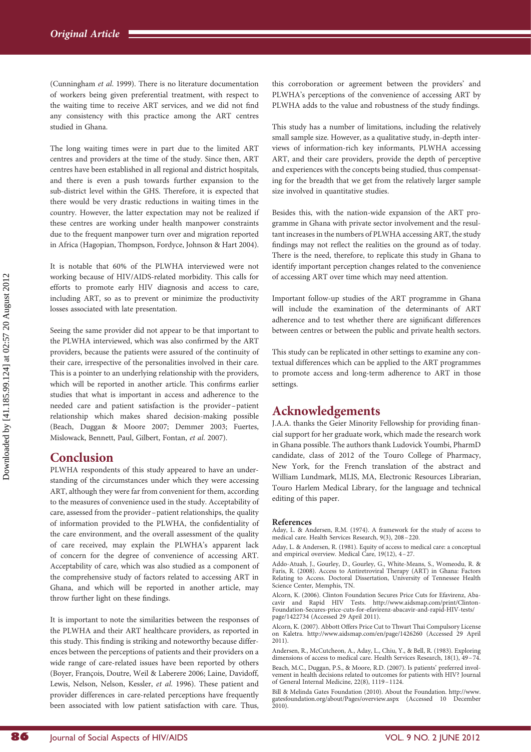(Cunningham *et al.* 1999). There is no literature documentation of workers being given preferential treatment, with respect to the waiting time to receive ART services, and we did not find any consistency with this practice among the ART centres studied in Ghana.

The long waiting times were in part due to the limited ART centres and providers at the time of the study. Since then, ART centres have been established in all regional and district hospitals, and there is even a push towards further expansion to the sub-district level within the GHS. Therefore, it is expected that there would be very drastic reductions in waiting times in the country. However, the latter expectation may not be realized if these centres are working under health manpower constraints due to the frequent manpower turn over and migration reported in Africa (Hagopian, Thompson, Fordyce, Johnson & Hart 2004).

It is notable that 60% of the PLWHA interviewed were not working because of HIV/AIDS-related morbidity. This calls for efforts to promote early HIV diagnosis and access to care, including ART, so as to prevent or minimize the productivity losses associated with late presentation.

Seeing the same provider did not appear to be that important to the PLWHA interviewed, which was also confirmed by the ART providers, because the patients were assured of the continuity of their care, irrespective of the personalities involved in their care. This is a pointer to an underlying relationship with the providers, which will be reported in another article. This confirms earlier studies that what is important in access and adherence to the needed care and patient satisfaction is the provider–patient relationship which makes shared decision-making possible (Beach, Duggan & Moore 2007; Demmer 2003; Fuertes, Mislowack, Bennett, Paul, Gilbert, Fontan, *et al.* 2007).

## Conclusion

PLWHA respondents of this study appeared to have an understanding of the circumstances under which they were accessing ART, although they were far from convenient for them, according to the measures of convenience used in the study. Acceptability of care, assessed from the provider–patient relationships, the quality of information provided to the PLWHA, the confidentiality of the care environment, and the overall assessment of the quality of care received, may explain the PLWHA's apparent lack of concern for the degree of convenience of accessing ART. Acceptability of care, which was also studied as a component of the comprehensive study of factors related to accessing ART in Ghana, and which will be reported in another article, may throw further light on these findings.

It is important to note the similarities between the responses of the PLWHA and their ART healthcare providers, as reported in this study. This finding is striking and noteworthy because differences between the perceptions of patients and their providers on a wide range of care-related issues have been reported by others (Boyer, François, Doutre, Weil & Laberere 2006; Laine, Davidoff, Lewis, Nelson, Nelson, Kessler, *et al.* 1996). These patient and provider differences in care-related perceptions have frequently been associated with low patient satisfaction with care. Thus, this corroboration or agreement between the providers' and PLWHA's perceptions of the convenience of accessing ART by PLWHA adds to the value and robustness of the study findings.

This study has a number of limitations, including the relatively small sample size. However, as a qualitative study, in-depth interviews of information-rich key informants, PLWHA accessing ART, and their care providers, provide the depth of perceptive and experiences with the concepts being studied, thus compensating for the breadth that we get from the relatively larger sample size involved in quantitative studies.

Besides this, with the nation-wide expansion of the ART programme in Ghana with private sector involvement and the resultant increases in the numbers of PLWHA accessing ART, the study findings may not reflect the realities on the ground as of today. There is the need, therefore, to replicate this study in Ghana to identify important perception changes related to the convenience of accessing ART over time which may need attention.

Important follow-up studies of the ART programme in Ghana will include the examination of the determinants of ART adherence and to test whether there are significant differences between centres or between the public and private health sectors.

This study can be replicated in other settings to examine any contextual differences which can be applied to the ART programmes to promote access and long-term adherence to ART in those settings.

## Acknowledgements

J.A.A. thanks the Geier Minority Fellowship for providing financial support for her graduate work, which made the research work in Ghana possible. The authors thank Ludovick Youmbi, PharmD candidate, class of 2012 of the Touro College of Pharmacy, New York, for the French translation of the abstract and William Lundmark, MLIS, MA, Electronic Resources Librarian, Touro Harlem Medical Library, for the language and technical editing of this paper.

## References

Aday, L. & Andersen, R.M. (1974). A framework for the study of access to medical care. Health Services Research, 9(3), 208–220.

Aday, L. & Andersen, R. (1981). Equity of access to medical care: a conceptual and empirical overview. Medical Care, 19(12), 4–27.

Addo-Atuah, J., Gourley, D., Gourley, G., White-Means, S., Womeodu, R. & Faris, R. (2008). Access to Antiretroviral Therapy (ART) in Ghana: Factors Relating to Access. Doctoral Dissertation, University of Tennessee Health Science Center, Memphis, TN.

Alcorn, K. (2006). Clinton Foundation Secures Price Cuts for Efavirenz, Abacavir and Rapid HIV Tests. http://www.aidsmap.com/print/Clinton-Foundation-Secures-price-cuts-for-efavirenz-abacavir-and-rapid-HIV-tests/page/1422734 (Accessed 29 April 2011).

Alcorn, K. (2007). Abbott Offers Price Cut to Thwart Thai Compulsory License on Kaletra. http://www.aidsmap.com/en/page/1426260 (Accessed 29 April 2011).

Andersen, R., McCutcheon, A., Aday, L., Chiu, Y., & Bell, R. (1983). Exploring dimensions of access to medical care. Health Services Research, 18(1), 49–74.

Beach, M.C., Duggan, P.S., & Moore, R.D. (2007). Is patients' preferred involvement in health decisions related to outcomes for patients with HIV? Journal of General Internal Medicine, 22(8), 1119–1124.

Bill & Melinda Gates Foundation (2010). About the Foundation. http://www.gatesfoundation.org/about/Pages/overview.aspx (Accessed 10 December 2010).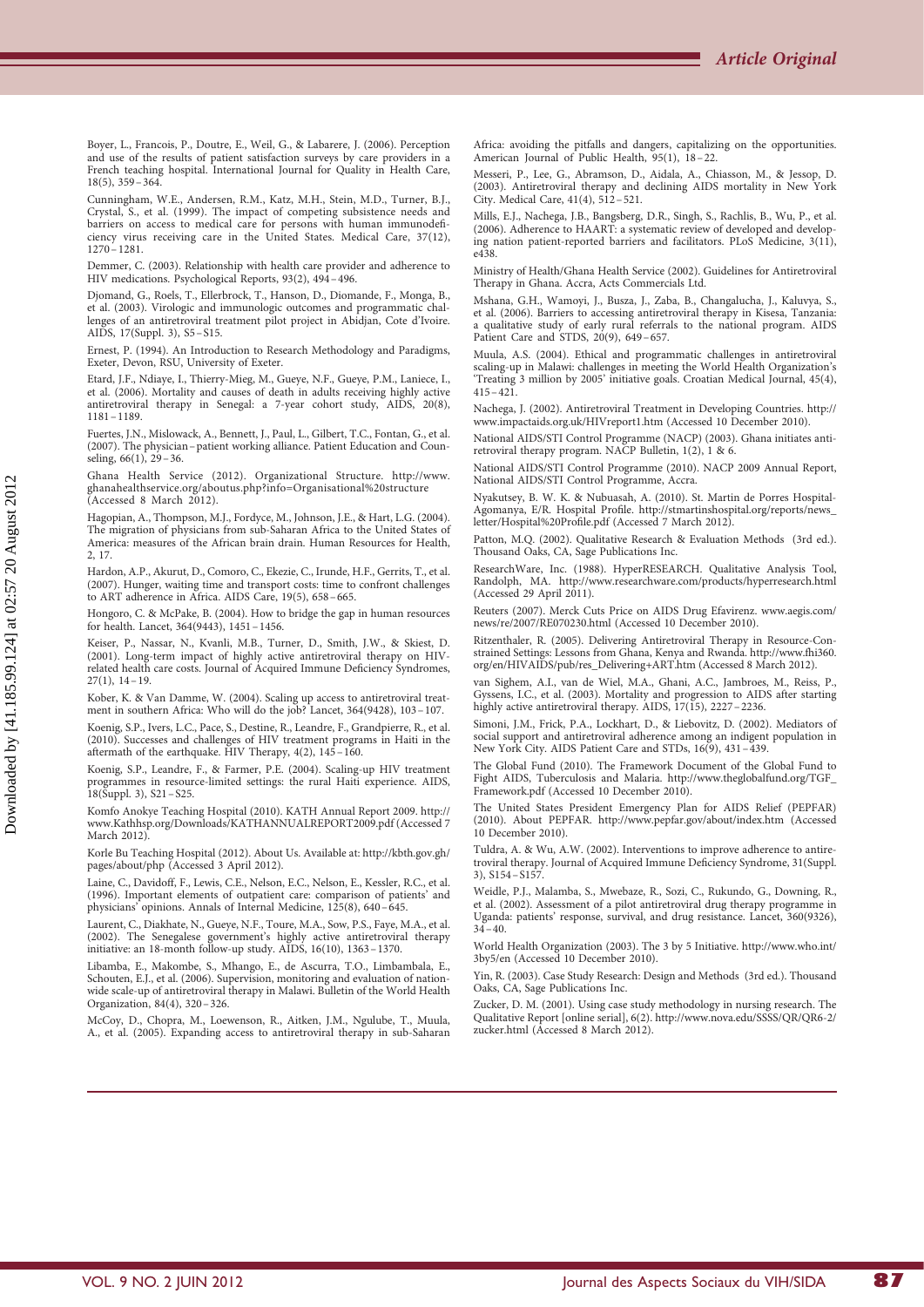Boyer, L., Francois, P., Doutre, E., Weil, G., & Labarere, J. (2006). Perception and use of the results of patient satisfaction surveys by care providers in a French teaching hospital. International Journal for Quality in Health Care, 18(5), 359 – 364.

Cunningham, W.E., Andersen, R.M., Katz, M.H., Stein, M.D., Turner, B.J., Crystal, S., et al. (1999). The impact of competing subsistence needs and barriers on access to medical care for persons with human immunodeficiency virus receiving care in the United States. Medical Care, 37(12), 1270 – 1281.

Demmer, C. (2003). Relationship with health care provider and adherence to HIV medications. Psychological Reports, 93(2), 494 – 496.

Djomand, G., Roels, T., Ellerbrock, T., Hanson, D., Diomande, F., Monga, B., et al. (2003). Virologic and immunologic outcomes and programmatic challenges of an antiretroviral treatment pilot project in Abidjan, Cote d'Ivoire. AIDS, 17(Suppl. 3), S5 – S15.

Ernest, P. (1994). An Introduction to Research Methodology and Paradigms, Exeter, Devon, RSU, University of Exeter.

Etard, J.F., Ndiaye, I., Thierry-Mieg, M., Gueye, N.F., Gueye, P.M., Laniece, I., et al. (2006). Mortality and causes of death in adults receiving highly active antiretroviral therapy in Senegal: a 7-year cohort study, AIDS, 20(8), 1181 – 1189.

Fuertes, J.N., Mislowack, A., Bennett, J., Paul, L., Gilbert, T.C., Fontan, G., et al. (2007). The physician – patient working alliance. Patient Education and Counseling, 66(1), 29 – 36.

Ghana Health Service (2012). Organizational Structure. http://www.ghanahealthservice.org/aboutus.php?info=Organisational%20structure (Accessed 8 March 2012).

Hagopian, A., Thompson, M.J., Fordyce, M., Johnson, J.E., & Hart, L.G. (2004). The migration of physicians from sub-Saharan Africa to the United States of America: measures of the African brain drain. Human Resources for Health, 2, 17.

Hardon, A.P., Akurut, D., Comoro, C., Ekezie, C., Irunde, H.F., Gerrits, T., et al. (2007). Hunger, waiting time and transport costs: time to confront challenges to ART adherence in Africa. AIDS Care, 19(5), 658 – 665.

Hongoro, C. & McPake, B. (2004). How to bridge the gap in human resources for health. Lancet, 364(9443), 1451 – 1456.

Keiser, P., Nassar, N., Kvanli, M.B., Turner, D., Smith, J.W., & Skiest, D. (2001). Long-term impact of highly active antiretroviral therapy on HIV-related health care costs. Journal of Acquired Immune Deficiency Syndromes, 27(1), 14 – 19.

Kober, K. & Van Damme, W. (2004). Scaling up access to antiretroviral treatment in southern Africa: Who will do the job? Lancet, 364(9428), 103 – 107.

Koenig, S.P., Ivers, L.C., Pace, S., Destine, R., Leandre, F., Grandpierre, R., et al. (2010). Successes and challenges of HIV treatment programs in Haiti in the aftermath of the earthquake. HIV Therapy, 4(2), 145 – 160.

Koenig, S.P., Leandre, F., & Farmer, P.E. (2004). Scaling-up HIV treatment programmes in resource-limited settings: the rural Haiti experience. AIDS, 18(Suppl. 3), S21 – S25.

Komfo Anokye Teaching Hospital (2010). KATH Annual Report 2009. http://www.Kathhsp.org/Downloads/KATHANNUALREPORT2009.pdf (Accessed 7 March 2012).

Korle Bu Teaching Hospital (2012). About Us. Available at: http://kbth.gov.gh/pages/about/php (Accessed 3 April 2012).

Laine, C., Davidoff, F., Lewis, C.E., Nelson, E.C., Nelson, E., Kessler, R.C., et al. (1996). Important elements of outpatient care: comparison of patients' and physicians' opinions. Annals of Internal Medicine, 125(8), 640 – 645.

Laurent, C., Diakhate, N., Gueye, N.F., Toure, M.A., Sow, P.S., Faye, M.A., et al. (2002). The Senegalese government's highly active antiretroviral therapy initiative: an 18-month follow-up study. AIDS, 16(10), 1363 – 1370.

Libamba, E., Makombe, S., Mhango, E., de Ascurra, T.O., Limbambala, E., Schouten, E.J., et al. (2006). Supervision, monitoring and evaluation of nationwide scale-up of antiretroviral therapy in Malawi. Bulletin of the World Health Organization, 84(4), 320 – 326.

McCoy, D., Chopra, M., Loewenson, R., Aitken, J.M., Ngulube, T., Muula, A., et al. (2005). Expanding access to antiretroviral therapy in sub-Saharan Africa: avoiding the pitfalls and dangers, capitalizing on the opportunities. American Journal of Public Health, 95(1), 18 – 22.

Messeri, P., Lee, G., Abramson, D., Aidala, A., Chiasson, M., & Jessop, D. (2003). Antiretroviral therapy and declining AIDS mortality in New York City. Medical Care, 41(4), 512 – 521.

Mills, E.J., Nachega, J.B., Bangsberg, D.R., Singh, S., Rachlis, B., Wu, P., et al. (2006). Adherence to HAART: a systematic review of developed and developing nation patient-reported barriers and facilitators. PLoS Medicine, 3(11), e438.

Ministry of Health/Ghana Health Service (2002). Guidelines for Antiretroviral Therapy in Ghana. Accra, Acts Commercials Ltd.

Mshana, G.H., Wamoyi, J., Busza, J., Zaba, B., Changalucha, J., Kaluvya, S., et al. (2006). Barriers to accessing antiretroviral therapy in Kisesa, Tanzania: a qualitative study of early rural referrals to the national program. AIDS Patient Care and STDS, 20(9), 649 – 657.

Muula, A.S. (2004). Ethical and programmatic challenges in antiretroviral scaling-up in Malawi: challenges in meeting the World Health Organization's 'Treating 3 million by 2005' initiative goals. Croatian Medical Journal, 45(4), 415 – 421.

Nachega, J. (2002). Antiretroviral Treatment in Developing Countries. http://www.impactaids.org.uk/HIVreport1.htm (Accessed 10 December 2010).

National AIDS/STI Control Programme (NACP) (2003). Ghana initiates antiretroviral therapy program. NACP Bulletin, 1(2), 1 & 6.

National AIDS/STI Control Programme (2010). NACP 2009 Annual Report, National AIDS/STI Control Programme, Accra.

Nyakutsey, B. W. K. & Nubuasah, A. (2010). St. Martin de Porres Hospital-Agomanya, E/R. Hospital Profile. http://stmartinshospital.org/reports/news_letter/Hospital%20Profile.pdf (Accessed 7 March 2012).

Patton, M.Q. (2002). Qualitative Research & Evaluation Methods (3rd ed.). Thousand Oaks, CA, Sage Publications Inc.

ResearchWare, Inc. (1988). HyperRESEARCH. Qualitative Analysis Tool, Randolph, MA. http://www.researchware.com/products/hyperresearch.html (Accessed 29 April 2011).

Reuters (2007). Merck Cuts Price on AIDS Drug Efavirenz. www.aegis.com/news/re/2007/RE070230.html (Accessed 10 December 2010).

Ritzenthaler, R. (2005). Delivering Antiretroviral Therapy in Resource-Constrained Settings: Lessons from Ghana, Kenya and Rwanda. http://www.fhi360.org/en/HIVAIDS/pub/res_Delivering+ART.htm (Accessed 8 March 2012).

van Sighem, A.I., van de Wiel, M.A., Ghani, A.C., Jambroes, M., Reiss, P., Gyssens, I.C., et al. (2003). Mortality and progression to AIDS after starting highly active antiretroviral therapy. AIDS, 17(15), 2227 – 2236.

Simoni, J.M., Frick, P.A., Lockhart, D., & Liebovitz, D. (2002). Mediators of social support and antiretroviral adherence among an indigent population in New York City. AIDS Patient Care and STDs, 16(9), 431 – 439.

The Global Fund (2010). The Framework Document of the Global Fund to Fight AIDS, Tuberculosis and Malaria. http://www.theglobalfund.org/TGF_Framework.pdf (Accessed 10 December 2010).

The United States President Emergency Plan for AIDS Relief (PEPFAR) (2010). About PEPFAR. http://www.pepfar.gov/about/index.htm (Accessed 10 December 2010).

Tuldra, A. & Wu, A.W. (2002). Interventions to improve adherence to antiretroviral therapy. Journal of Acquired Immune Deficiency Syndrome, 31(Suppl. 3), S154 – S157.

Weidle, P.J., Malamba, S., Mwebaze, R., Sozi, C., Rukundo, G., Downing, R., et al. (2002). Assessment of a pilot antiretroviral drug therapy programme in Uganda: patients' response, survival, and drug resistance. Lancet, 360(9326), 34 – 40.

World Health Organization (2003). The 3 by 5 Initiative. http://www.who.int/3by5/en (Accessed 10 December 2010).

Yin, R. (2003). Case Study Research: Design and Methods (3rd ed.). Thousand Oaks, CA, Sage Publications Inc.

Zucker, D. M. (2001). Using case study methodology in nursing research. The Qualitative Report [online serial], 6(2). http://www.nova.edu/SSSS/QR/QR6-2/zucker.html (Accessed 8 March 2012).